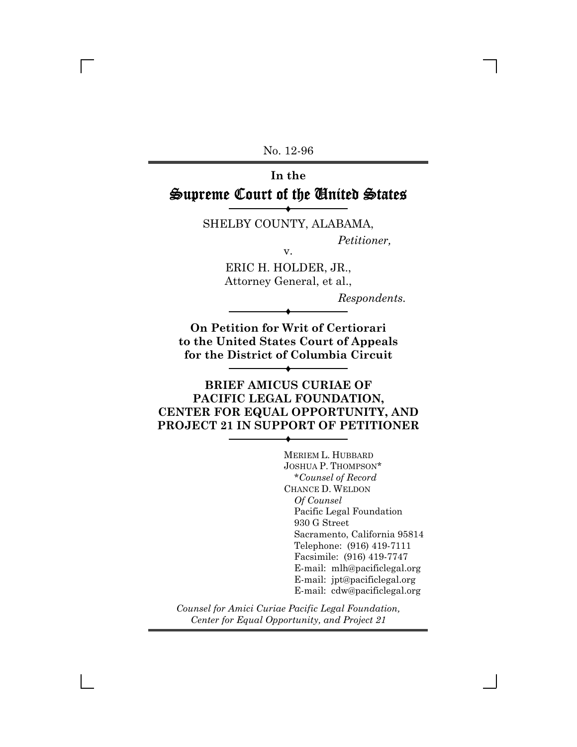No. 12-96

**In the**

# Supreme Court of the United States

SHELBY COUNTY, ALABAMA,

*Petitioner,*

v.

ERIC H. HOLDER, JR.,
Attorney General, et al.,

*Respondents.*

**On Petition for Writ of Certiorari to the United States Court of Appeals for the District of Columbia Circuit**

## BRIEF AMICUS CURIAE OF PACIFIC LEGAL FOUNDATION, CENTER FOR EQUAL OPPORTUNITY, AND PROJECT 21 IN SUPPORT OF PETITIONER

MERIEM L. HUBBARD
JOSHUA P. THOMPSON*
*\*Counsel of Record*
CHANCE D. WELDON
*Of Counsel*
Pacific Legal Foundation
930 G Street
Sacramento, California 95814
Telephone: (916) 419-7111
Facsimile: (916) 419-7747
E-mail: mlh@pacificlegal.org
E-mail: jpt@pacificlegal.org
E-mail: cdw@pacificlegal.org

*Counsel for Amici Curiae Pacific Legal Foundation, Center for Equal Opportunity, and Project 21*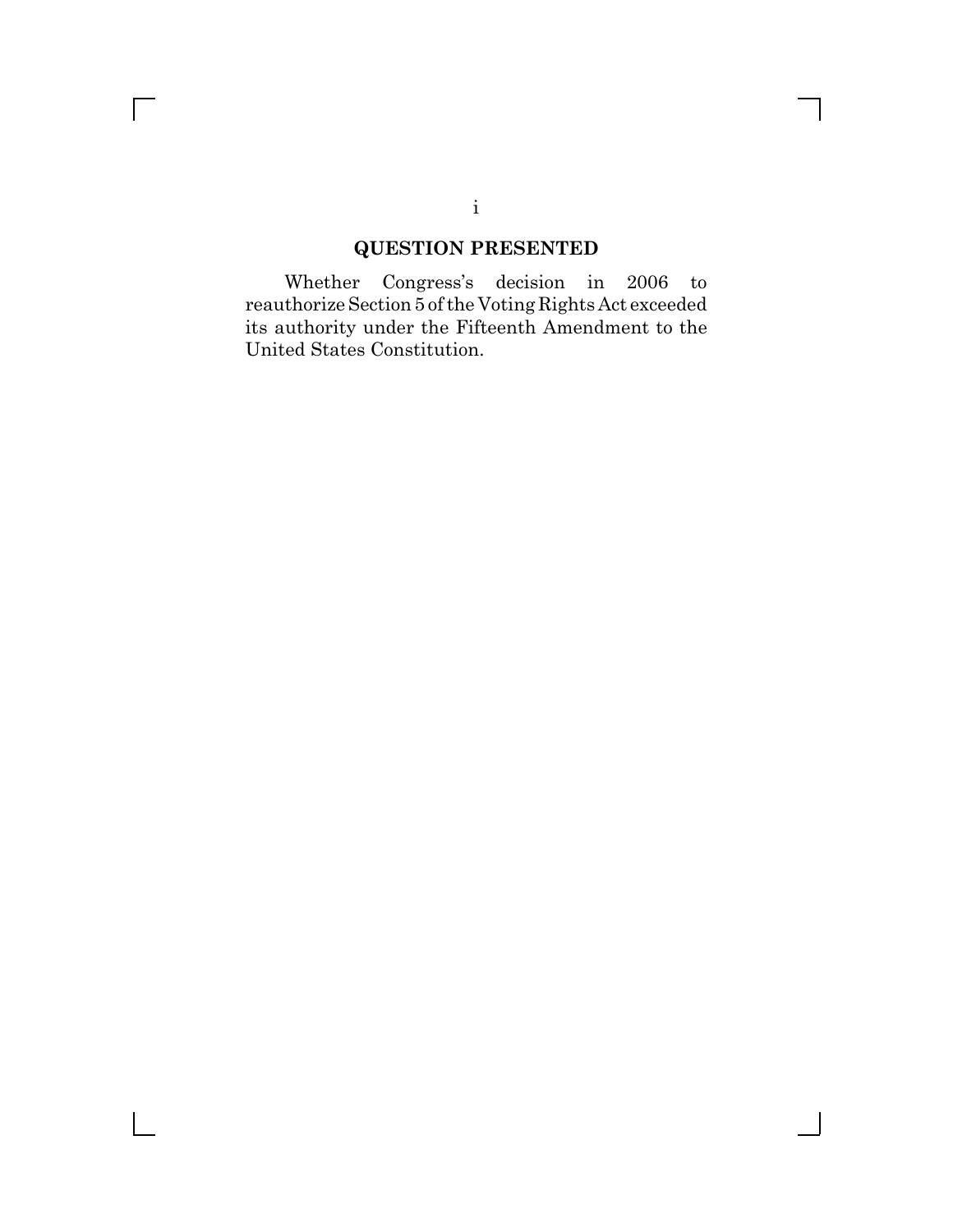## QUESTION PRESENTED

Whether Congress's decision in 2006 to reauthorize Section 5 of the Voting Rights Act exceeded its authority under the Fifteenth Amendment to the United States Constitution.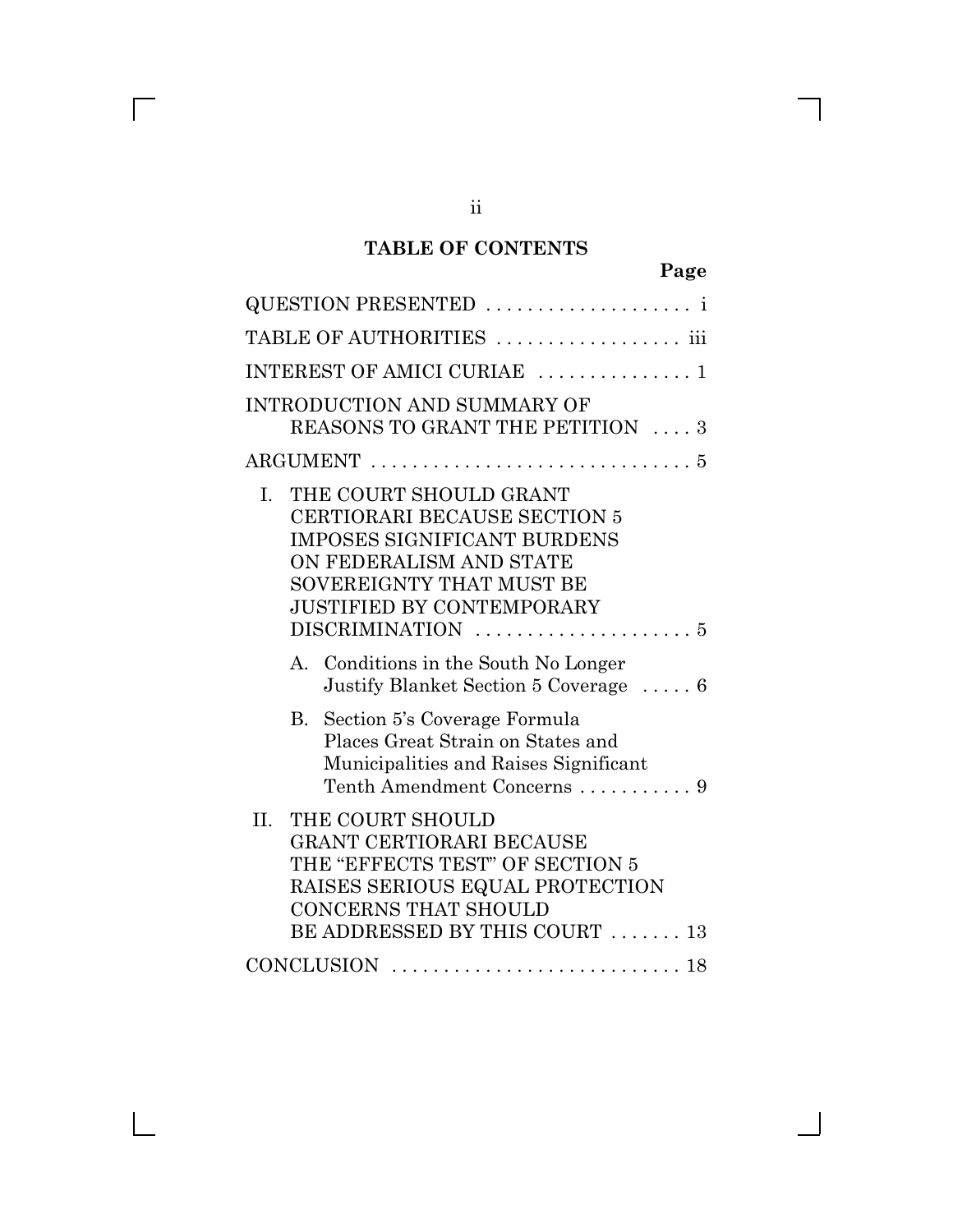## TABLE OF CONTENTS

| | Page |
|---|---|
| QUESTION PRESENTED | i |
| TABLE OF AUTHORITIES | iii |
| INTEREST OF AMICI CURIAE | 1 |
| INTRODUCTION AND SUMMARY OF REASONS TO GRANT THE PETITION | 3 |
| ARGUMENT | 5 |
| I. THE COURT SHOULD GRANT CERTIORARI BECAUSE SECTION 5 IMPOSES SIGNIFICANT BURDENS ON FEDERALISM AND STATE SOVEREIGNTY THAT MUST BE JUSTIFIED BY CONTEMPORARY DISCRIMINATION | 5 |
| A. Conditions in the South No Longer Justify Blanket Section 5 Coverage | 6 |
| B. Section 5's Coverage Formula Places Great Strain on States and Municipalities and Raises Significant Tenth Amendment Concerns | 9 |
| II. THE COURT SHOULD GRANT CERTIORARI BECAUSE THE "EFFECTS TEST" OF SECTION 5 RAISES SERIOUS EQUAL PROTECTION CONCERNS THAT SHOULD BE ADDRESSED BY THIS COURT | 13 |
| CONCLUSION | 18 |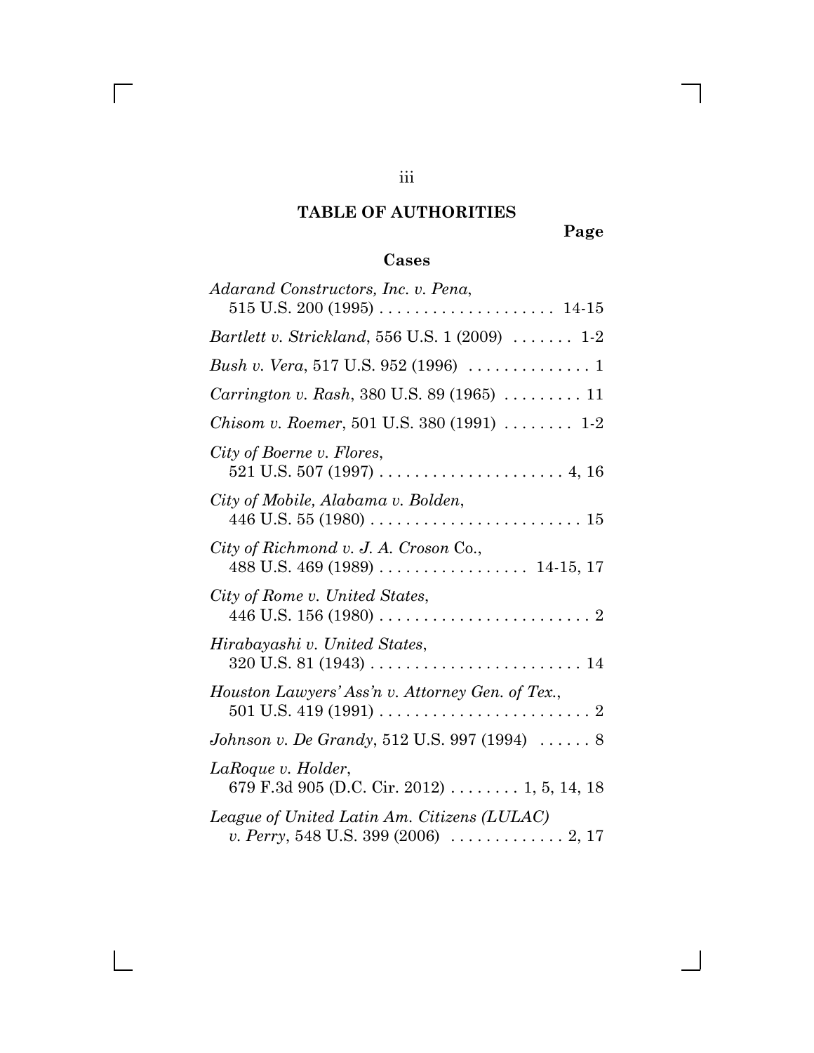# TABLE OF AUTHORITIES

**Page**

## Cases

*Adarand Constructors, Inc. v. Pena*, 515 U.S. 200 (1995) . . . . . . . . . . . . . . . . . . . . 14-15

*Bartlett v. Strickland*, 556 U.S. 1 (2009) . . . . . . . 1-2

*Bush v. Vera*, 517 U.S. 952 (1996) . . . . . . . . . . . . . . 1

*Carrington v. Rash*, 380 U.S. 89 (1965) . . . . . . . . . 11

*Chisom v. Roemer*, 501 U.S. 380 (1991) . . . . . . . . 1-2

*City of Boerne v. Flores*, 521 U.S. 507 (1997) . . . . . . . . . . . . . . . . . . . . . 4, 16

*City of Mobile, Alabama v. Bolden*, 446 U.S. 55 (1980) . . . . . . . . . . . . . . . . . . . . . . . . . 15

*City of Richmond v. J. A. Croson* Co., 488 U.S. 469 (1989) . . . . . . . . . . . . . . . . . 14-15, 17

*City of Rome v. United States*, 446 U.S. 156 (1980) . . . . . . . . . . . . . . . . . . . . . . . . . 2

*Hirabayashi v. United States*, 320 U.S. 81 (1943) . . . . . . . . . . . . . . . . . . . . . . . . . 14

*Houston Lawyers' Ass'n v. Attorney Gen. of Tex.*, 501 U.S. 419 (1991) . . . . . . . . . . . . . . . . . . . . . . . . 2

*Johnson v. De Grandy*, 512 U.S. 997 (1994) . . . . . . 8

*LaRoque v. Holder*, 679 F.3d 905 (D.C. Cir. 2012) . . . . . . . . 1, 5, 14, 18

*League of United Latin Am. Citizens (LULAC) v. Perry*, 548 U.S. 399 (2006) . . . . . . . . . . . . . 2, 17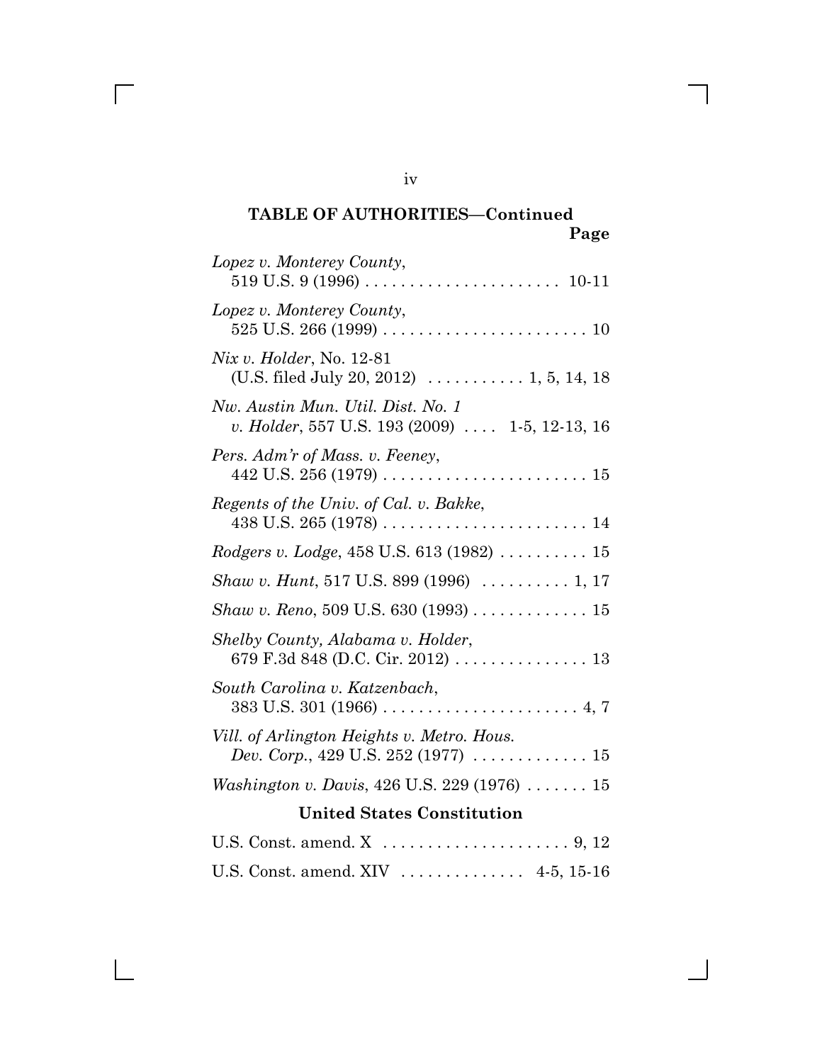## TABLE OF AUTHORITIES—Continued

**Page**

*Lopez v. Monterey County*, 519 U.S. 9 (1996) . . . . . . . . . . . . . . . . . . . . . . 10-11

*Lopez v. Monterey County*, 525 U.S. 266 (1999) . . . . . . . . . . . . . . . . . . . . . . . 10

*Nix v. Holder*, No. 12-81 (U.S. filed July 20, 2012) . . . . . . . . . . . 1, 5, 14, 18

*Nw. Austin Mun. Util. Dist. No. 1 v. Holder*, 557 U.S. 193 (2009) . . . . 1-5, 12-13, 16

*Pers. Adm'r of Mass. v. Feeney*, 442 U.S. 256 (1979) . . . . . . . . . . . . . . . . . . . . . . . 15

*Regents of the Univ. of Cal. v. Bakke*, 438 U.S. 265 (1978) . . . . . . . . . . . . . . . . . . . . . . . 14

*Rodgers v. Lodge*, 458 U.S. 613 (1982) . . . . . . . . . . 15

*Shaw v. Hunt*, 517 U.S. 899 (1996) . . . . . . . . . . 1, 17

*Shaw v. Reno*, 509 U.S. 630 (1993) . . . . . . . . . . . . . 15

*Shelby County, Alabama v. Holder*, 679 F.3d 848 (D.C. Cir. 2012) . . . . . . . . . . . . . . . 13

*South Carolina v. Katzenbach*, 383 U.S. 301 (1966) . . . . . . . . . . . . . . . . . . . . . . 4, 7

*Vill. of Arlington Heights v. Metro. Hous. Dev. Corp.*, 429 U.S. 252 (1977) . . . . . . . . . . . . . 15

*Washington v. Davis*, 426 U.S. 229 (1976) . . . . . . . 15

### United States Constitution

U.S. Const. amend. X . . . . . . . . . . . . . . . . . . . . . 9, 12

U.S. Const. amend. XIV . . . . . . . . . . . . . . 4-5, 15-16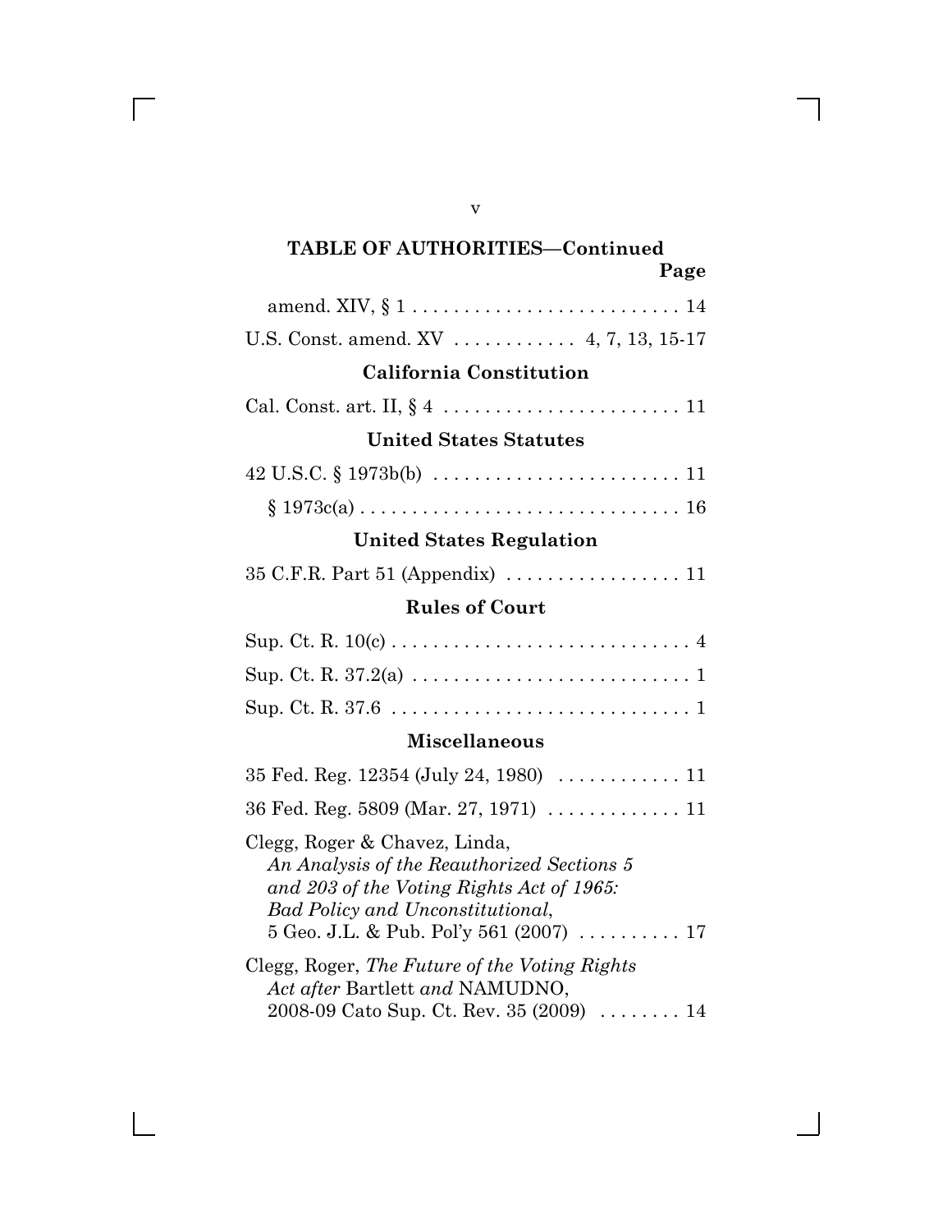**TABLE OF AUTHORITIES—Continued**

| | Page |
|---|---|
| amend. XIV, § 1 | 14 |
| U.S. Const. amend. XV | 4, 7, 13, 15-17 |

**California Constitution**

| | |
|---|---|
| Cal. Const. art. II, § 4 | 11 |

**United States Statutes**

| | |
|---|---|
| 42 U.S.C. § 1973b(b) | 11 |
| § 1973c(a) | 16 |

**United States Regulation**

| | |
|---|---|
| 35 C.F.R. Part 51 (Appendix) | 11 |

**Rules of Court**

| | |
|---|---|
| Sup. Ct. R. 10(c) | 4 |
| Sup. Ct. R. 37.2(a) | 1 |
| Sup. Ct. R. 37.6 | 1 |

**Miscellaneous**

| | |
|---|---|
| 35 Fed. Reg. 12354 (July 24, 1980) | 11 |
| 36 Fed. Reg. 5809 (Mar. 27, 1971) | 11 |
| Clegg, Roger & Chavez, Linda, *An Analysis of the Reauthorized Sections 5 and 203 of the Voting Rights Act of 1965: Bad Policy and Unconstitutional*, 5 Geo. J.L. & Pub. Pol'y 561 (2007) | 17 |
| Clegg, Roger, *The Future of the Voting Rights Act after* Bartlett *and* NAMUDNO, 2008-09 Cato Sup. Ct. Rev. 35 (2009) | 14 |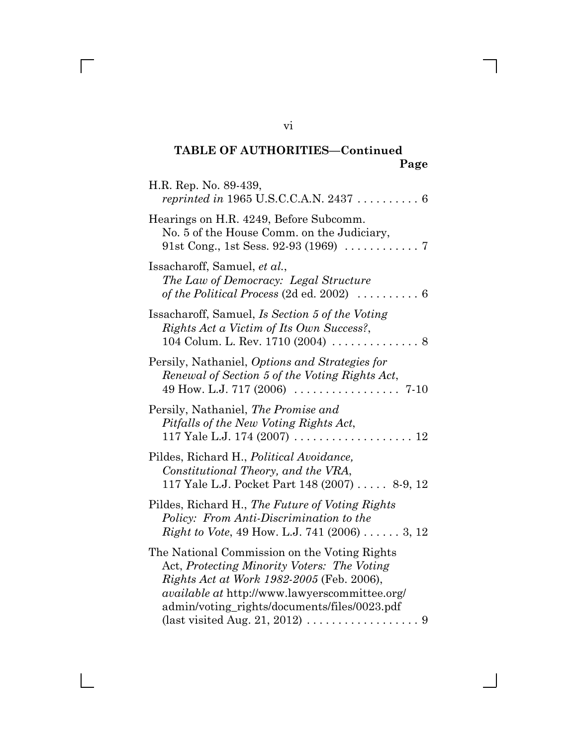**TABLE OF AUTHORITIES—Continued**

**Page**

H.R. Rep. No. 89-439, *reprinted in* 1965 U.S.C.C.A.N. 2437 . . . . . . . . . . 6

Hearings on H.R. 4249, Before Subcomm. No. 5 of the House Comm. on the Judiciary, 91st Cong., 1st Sess. 92-93 (1969) . . . . . . . . . . . . 7

Issacharoff, Samuel, *et al.*, *The Law of Democracy: Legal Structure of the Political Process* (2d ed. 2002) . . . . . . . . . . 6

Issacharoff, Samuel, *Is Section 5 of the Voting Rights Act a Victim of Its Own Success?*, 104 Colum. L. Rev. 1710 (2004) . . . . . . . . . . . . . . 8

Persily, Nathaniel, *Options and Strategies for Renewal of Section 5 of the Voting Rights Act*, 49 How. L.J. 717 (2006) . . . . . . . . . . . . . . . . . 7-10

Persily, Nathaniel, *The Promise and Pitfalls of the New Voting Rights Act*, 117 Yale L.J. 174 (2007) . . . . . . . . . . . . . . . . . . . 12

Pildes, Richard H., *Political Avoidance, Constitutional Theory, and the VRA*, 117 Yale L.J. Pocket Part 148 (2007) . . . . . 8-9, 12

Pildes, Richard H., *The Future of Voting Rights Policy: From Anti-Discrimination to the Right to Vote*, 49 How. L.J. 741 (2006) . . . . . . 3, 12

The National Commission on the Voting Rights Act, *Protecting Minority Voters: The Voting Rights Act at Work 1982-2005* (Feb. 2006), *available at* http://www.lawyerscommittee.org/admin/voting_rights/documents/files/0023.pdf (last visited Aug. 21, 2012) . . . . . . . . . . . . . . . . . . 9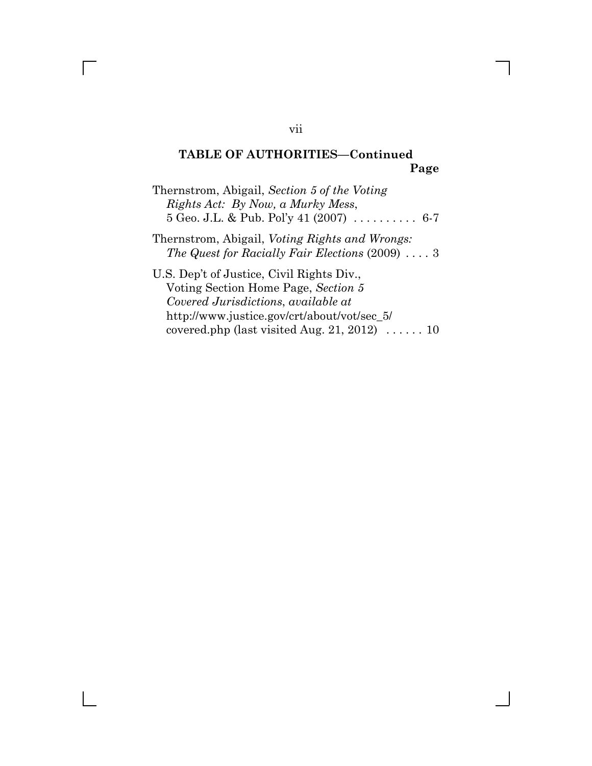## TABLE OF AUTHORITIES—Continued

**Page**

Thernstrom, Abigail, *Section 5 of the Voting Rights Act: By Now, a Murky Mess*, 5 Geo. J.L. & Pub. Pol'y 41 (2007) .......... 6-7

Thernstrom, Abigail, *Voting Rights and Wrongs: The Quest for Racially Fair Elections* (2009) .... 3

U.S. Dep't of Justice, Civil Rights Div., Voting Section Home Page, *Section 5 Covered Jurisdictions*, *available at* http://www.justice.gov/crt/about/vot/sec_5/covered.php (last visited Aug. 21, 2012) ...... 10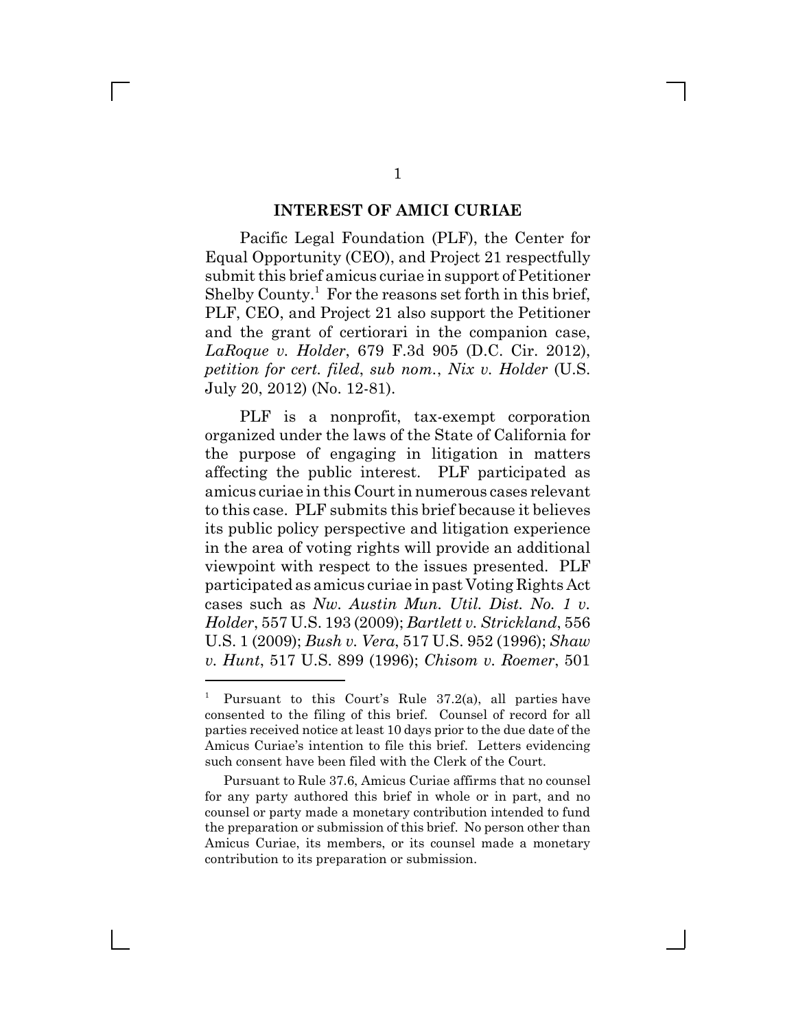## INTEREST OF AMICI CURIAE

Pacific Legal Foundation (PLF), the Center for Equal Opportunity (CEO), and Project 21 respectfully submit this brief amicus curiae in support of Petitioner Shelby County.[1] For the reasons set forth in this brief, PLF, CEO, and Project 21 also support the Petitioner and the grant of certiorari in the companion case, *LaRoque v. Holder*, 679 F.3d 905 (D.C. Cir. 2012), *petition for cert. filed*, *sub nom.*, *Nix v. Holder* (U.S. July 20, 2012) (No. 12-81).

PLF is a nonprofit, tax-exempt corporation organized under the laws of the State of California for the purpose of engaging in litigation in matters affecting the public interest. PLF participated as amicus curiae in this Court in numerous cases relevant to this case. PLF submits this brief because it believes its public policy perspective and litigation experience in the area of voting rights will provide an additional viewpoint with respect to the issues presented. PLF participated as amicus curiae in past Voting Rights Act cases such as *Nw. Austin Mun. Util. Dist. No. 1 v. Holder*, 557 U.S. 193 (2009); *Bartlett v. Strickland*, 556 U.S. 1 (2009); *Bush v. Vera*, 517 U.S. 952 (1996); *Shaw v. Hunt*, 517 U.S. 899 (1996); *Chisom v. Roemer*, 501

---

[1] Pursuant to this Court's Rule 37.2(a), all parties have consented to the filing of this brief. Counsel of record for all parties received notice at least 10 days prior to the due date of the Amicus Curiae's intention to file this brief. Letters evidencing such consent have been filed with the Clerk of the Court.

Pursuant to Rule 37.6, Amicus Curiae affirms that no counsel for any party authored this brief in whole or in part, and no counsel or party made a monetary contribution intended to fund the preparation or submission of this brief. No person other than Amicus Curiae, its members, or its counsel made a monetary contribution to its preparation or submission.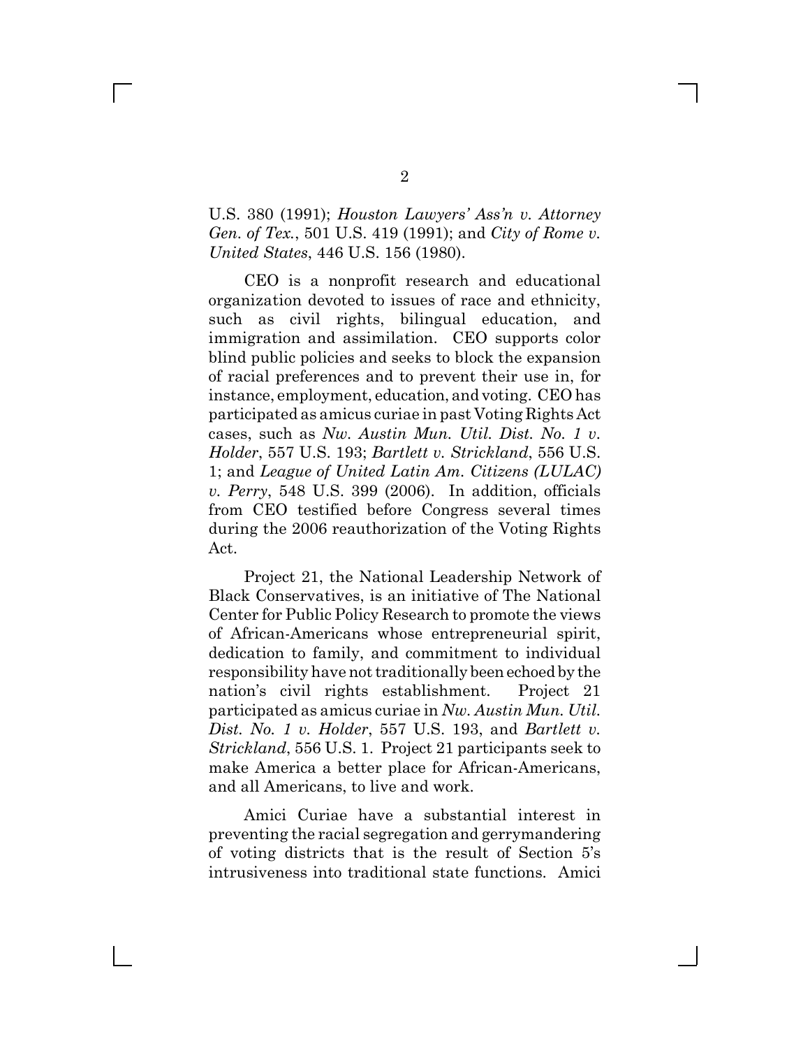U.S. 380 (1991); *Houston Lawyers' Ass'n v. Attorney Gen. of Tex.*, 501 U.S. 419 (1991); and *City of Rome v. United States*, 446 U.S. 156 (1980).

CEO is a nonprofit research and educational organization devoted to issues of race and ethnicity, such as civil rights, bilingual education, and immigration and assimilation. CEO supports color blind public policies and seeks to block the expansion of racial preferences and to prevent their use in, for instance, employment, education, and voting. CEO has participated as amicus curiae in past Voting Rights Act cases, such as *Nw. Austin Mun. Util. Dist. No. 1 v. Holder*, 557 U.S. 193; *Bartlett v. Strickland*, 556 U.S. 1; and *League of United Latin Am. Citizens (LULAC) v. Perry*, 548 U.S. 399 (2006). In addition, officials from CEO testified before Congress several times during the 2006 reauthorization of the Voting Rights Act.

Project 21, the National Leadership Network of Black Conservatives, is an initiative of The National Center for Public Policy Research to promote the views of African-Americans whose entrepreneurial spirit, dedication to family, and commitment to individual responsibility have not traditionally been echoed by the nation's civil rights establishment. Project 21 participated as amicus curiae in *Nw. Austin Mun. Util. Dist. No. 1 v. Holder*, 557 U.S. 193, and *Bartlett v. Strickland*, 556 U.S. 1. Project 21 participants seek to make America a better place for African-Americans, and all Americans, to live and work.

Amici Curiae have a substantial interest in preventing the racial segregation and gerrymandering of voting districts that is the result of Section 5's intrusiveness into traditional state functions. Amici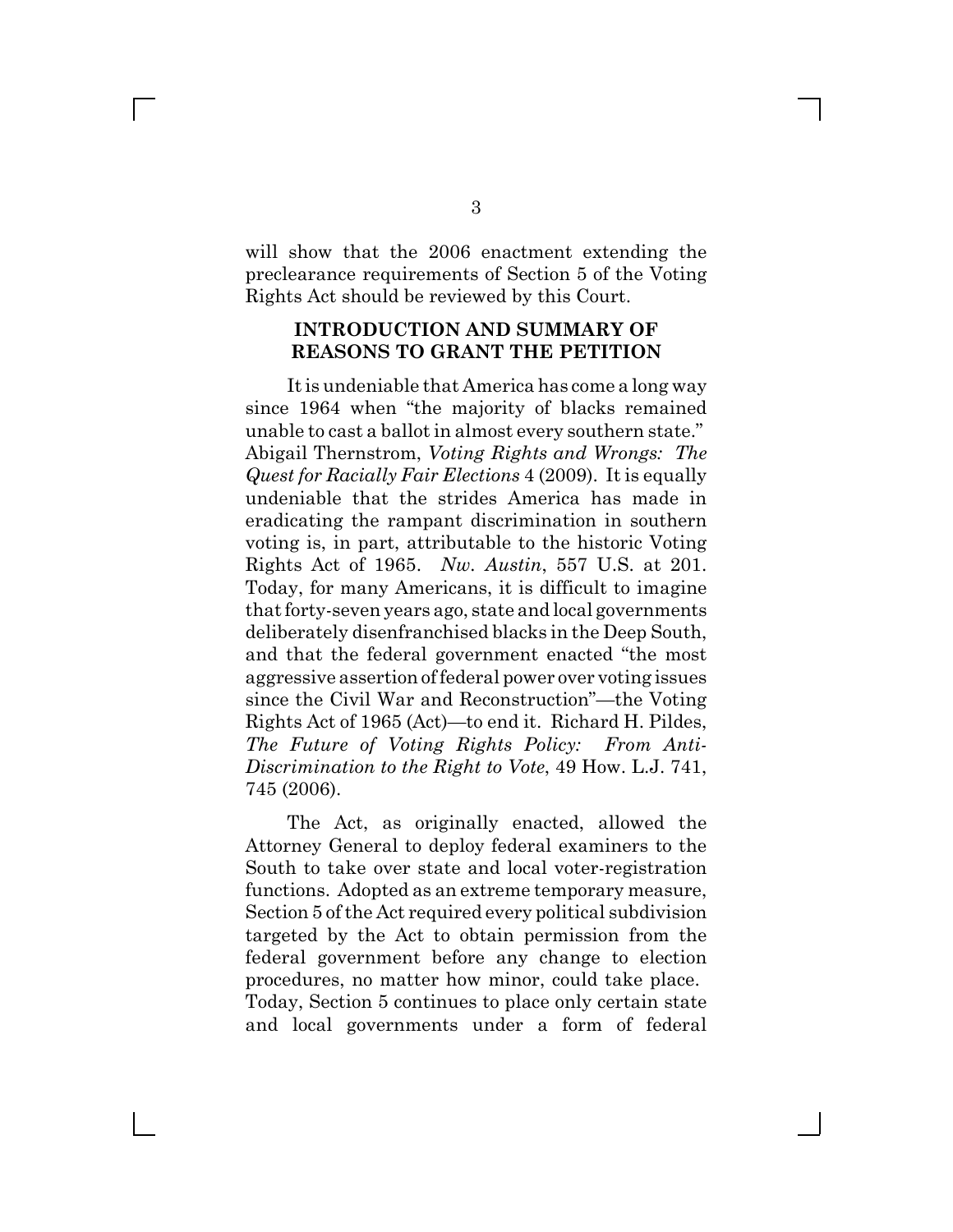will show that the 2006 enactment extending the preclearance requirements of Section 5 of the Voting Rights Act should be reviewed by this Court.

## INTRODUCTION AND SUMMARY OF REASONS TO GRANT THE PETITION

It is undeniable that America has come a long way since 1964 when "the majority of blacks remained unable to cast a ballot in almost every southern state." Abigail Thernstrom, *Voting Rights and Wrongs: The Quest for Racially Fair Elections* 4 (2009). It is equally undeniable that the strides America has made in eradicating the rampant discrimination in southern voting is, in part, attributable to the historic Voting Rights Act of 1965. *Nw. Austin*, 557 U.S. at 201. Today, for many Americans, it is difficult to imagine that forty-seven years ago, state and local governments deliberately disenfranchised blacks in the Deep South, and that the federal government enacted "the most aggressive assertion of federal power over voting issues since the Civil War and Reconstruction"—the Voting Rights Act of 1965 (Act)—to end it. Richard H. Pildes, *The Future of Voting Rights Policy: From Anti-Discrimination to the Right to Vote*, 49 How. L.J. 741, 745 (2006).

The Act, as originally enacted, allowed the Attorney General to deploy federal examiners to the South to take over state and local voter-registration functions. Adopted as an extreme temporary measure, Section 5 of the Act required every political subdivision targeted by the Act to obtain permission from the federal government before any change to election procedures, no matter how minor, could take place. Today, Section 5 continues to place only certain state and local governments under a form of federal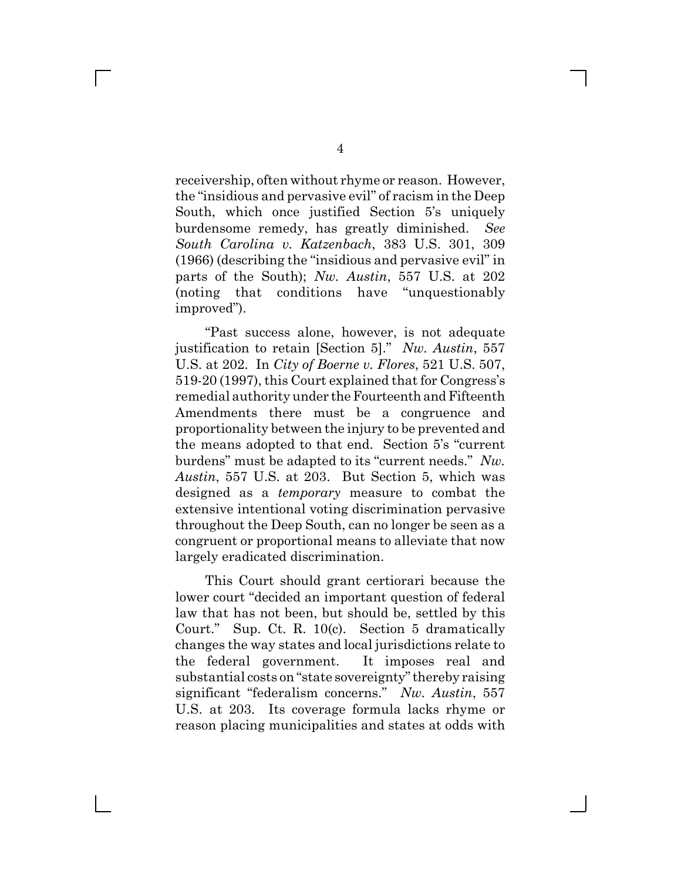receivership, often without rhyme or reason. However, the "insidious and pervasive evil" of racism in the Deep South, which once justified Section 5's uniquely burdensome remedy, has greatly diminished. *See South Carolina v. Katzenbach*, 383 U.S. 301, 309 (1966) (describing the "insidious and pervasive evil" in parts of the South); *Nw. Austin*, 557 U.S. at 202 (noting that conditions have "unquestionably improved").

"Past success alone, however, is not adequate justification to retain [Section 5]." *Nw. Austin*, 557 U.S. at 202. In *City of Boerne v. Flores*, 521 U.S. 507, 519-20 (1997), this Court explained that for Congress's remedial authority under the Fourteenth and Fifteenth Amendments there must be a congruence and proportionality between the injury to be prevented and the means adopted to that end. Section 5's "current burdens" must be adapted to its "current needs." *Nw. Austin*, 557 U.S. at 203. But Section 5, which was designed as a *temporary* measure to combat the extensive intentional voting discrimination pervasive throughout the Deep South, can no longer be seen as a congruent or proportional means to alleviate that now largely eradicated discrimination.

This Court should grant certiorari because the lower court "decided an important question of federal law that has not been, but should be, settled by this Court." Sup. Ct. R. 10(c). Section 5 dramatically changes the way states and local jurisdictions relate to the federal government. It imposes real and substantial costs on "state sovereignty" thereby raising significant "federalism concerns." *Nw. Austin*, 557 U.S. at 203. Its coverage formula lacks rhyme or reason placing municipalities and states at odds with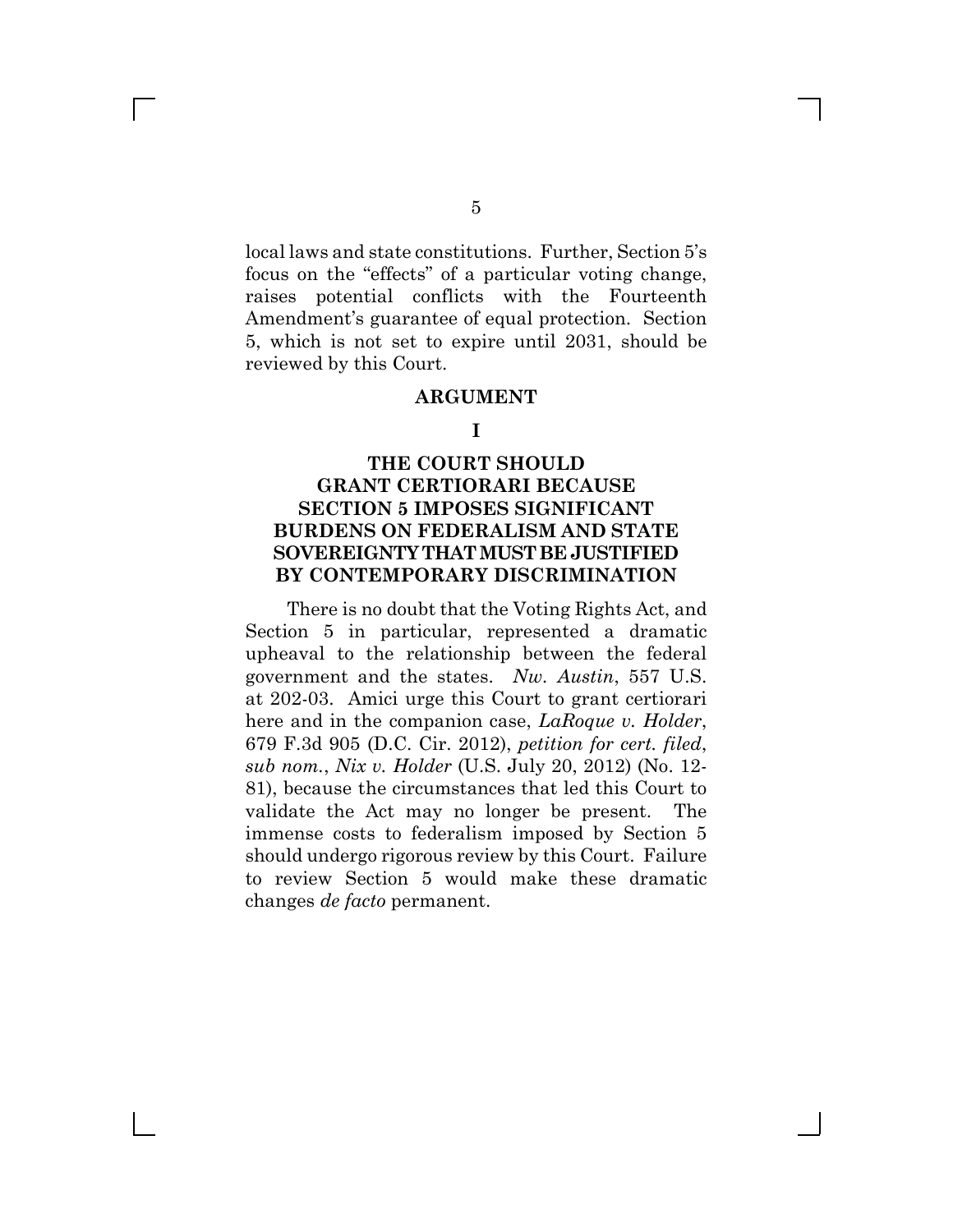local laws and state constitutions. Further, Section 5's focus on the "effects" of a particular voting change, raises potential conflicts with the Fourteenth Amendment's guarantee of equal protection. Section 5, which is not set to expire until 2031, should be reviewed by this Court.

## ARGUMENT

### I

### THE COURT SHOULD GRANT CERTIORARI BECAUSE SECTION 5 IMPOSES SIGNIFICANT BURDENS ON FEDERALISM AND STATE SOVEREIGNTY THAT MUST BE JUSTIFIED BY CONTEMPORARY DISCRIMINATION

There is no doubt that the Voting Rights Act, and Section 5 in particular, represented a dramatic upheaval to the relationship between the federal government and the states. *Nw. Austin*, 557 U.S. at 202-03. Amici urge this Court to grant certiorari here and in the companion case, *LaRoque v. Holder*, 679 F.3d 905 (D.C. Cir. 2012), *petition for cert. filed*, *sub nom.*, *Nix v. Holder* (U.S. July 20, 2012) (No. 12-81), because the circumstances that led this Court to validate the Act may no longer be present. The immense costs to federalism imposed by Section 5 should undergo rigorous review by this Court. Failure to review Section 5 would make these dramatic changes *de facto* permanent.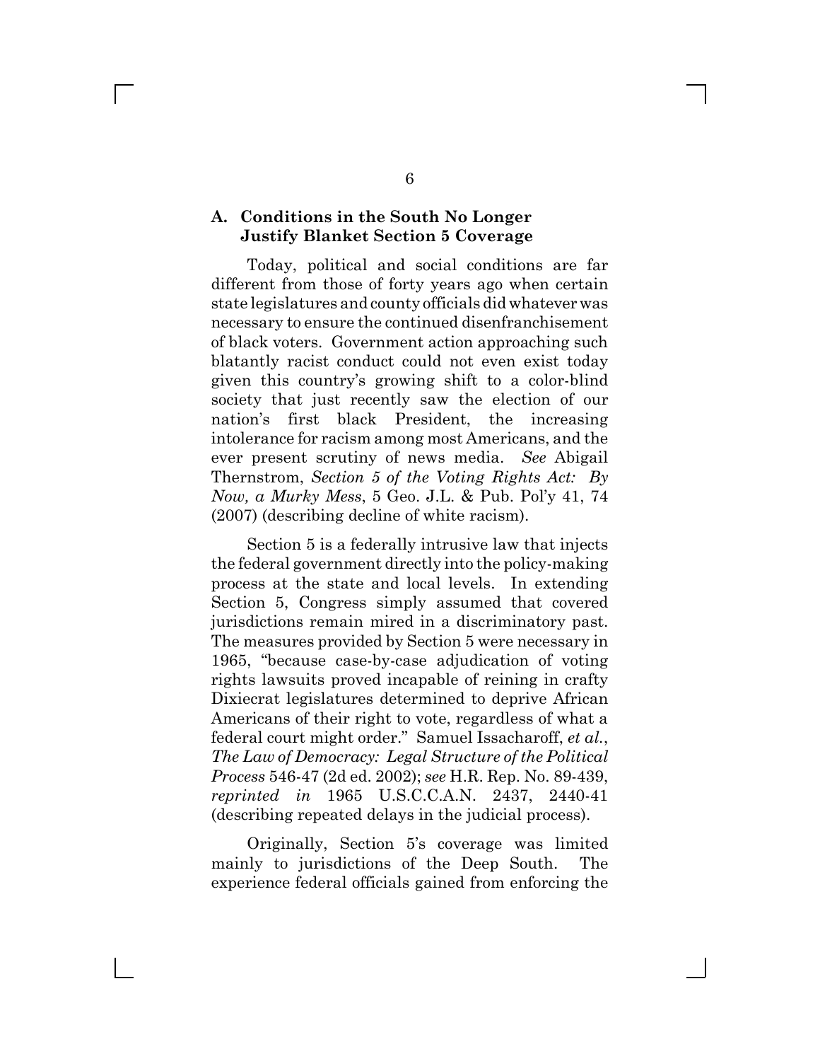### A. Conditions in the South No Longer Justify Blanket Section 5 Coverage

Today, political and social conditions are far different from those of forty years ago when certain state legislatures and county officials did whatever was necessary to ensure the continued disenfranchisement of black voters. Government action approaching such blatantly racist conduct could not even exist today given this country's growing shift to a color-blind society that just recently saw the election of our nation's first black President, the increasing intolerance for racism among most Americans, and the ever present scrutiny of news media. *See* Abigail Thernstrom, *Section 5 of the Voting Rights Act: By Now, a Murky Mess*, 5 Geo. J.L. & Pub. Pol'y 41, 74 (2007) (describing decline of white racism).

Section 5 is a federally intrusive law that injects the federal government directly into the policy-making process at the state and local levels. In extending Section 5, Congress simply assumed that covered jurisdictions remain mired in a discriminatory past. The measures provided by Section 5 were necessary in 1965, "because case-by-case adjudication of voting rights lawsuits proved incapable of reining in crafty Dixiecrat legislatures determined to deprive African Americans of their right to vote, regardless of what a federal court might order." Samuel Issacharoff, *et al.*, *The Law of Democracy: Legal Structure of the Political Process* 546-47 (2d ed. 2002); *see* H.R. Rep. No. 89-439, *reprinted in* 1965 U.S.C.C.A.N. 2437, 2440-41 (describing repeated delays in the judicial process).

Originally, Section 5's coverage was limited mainly to jurisdictions of the Deep South. The experience federal officials gained from enforcing the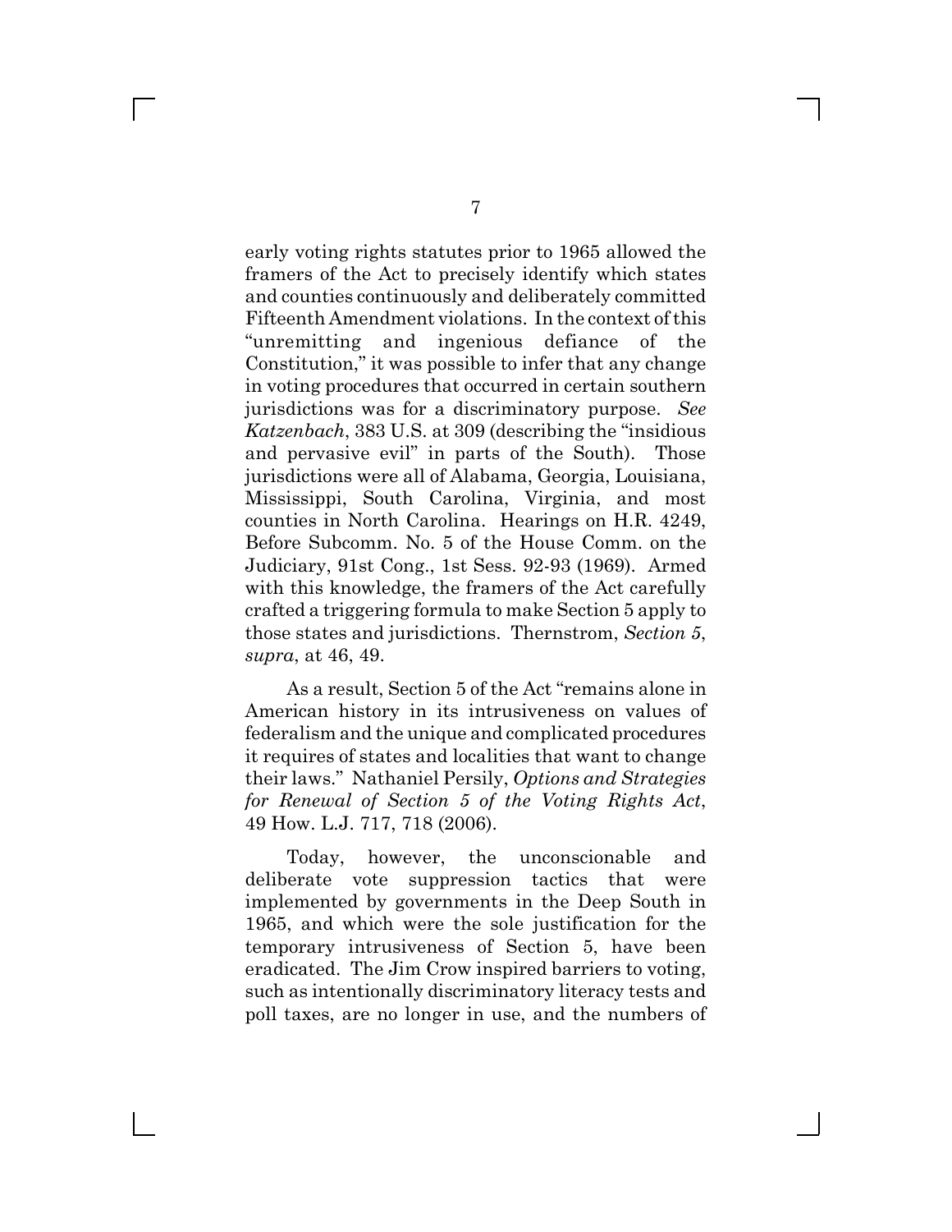early voting rights statutes prior to 1965 allowed the framers of the Act to precisely identify which states and counties continuously and deliberately committed Fifteenth Amendment violations. In the context of this "unremitting and ingenious defiance of the Constitution," it was possible to infer that any change in voting procedures that occurred in certain southern jurisdictions was for a discriminatory purpose. *See Katzenbach*, 383 U.S. at 309 (describing the "insidious and pervasive evil" in parts of the South). Those jurisdictions were all of Alabama, Georgia, Louisiana, Mississippi, South Carolina, Virginia, and most counties in North Carolina. Hearings on H.R. 4249, Before Subcomm. No. 5 of the House Comm. on the Judiciary, 91st Cong., 1st Sess. 92-93 (1969). Armed with this knowledge, the framers of the Act carefully crafted a triggering formula to make Section 5 apply to those states and jurisdictions. Thernstrom, *Section 5*, *supra*, at 46, 49.

As a result, Section 5 of the Act "remains alone in American history in its intrusiveness on values of federalism and the unique and complicated procedures it requires of states and localities that want to change their laws." Nathaniel Persily, *Options and Strategies for Renewal of Section 5 of the Voting Rights Act*, 49 How. L.J. 717, 718 (2006).

Today, however, the unconscionable and deliberate vote suppression tactics that were implemented by governments in the Deep South in 1965, and which were the sole justification for the temporary intrusiveness of Section 5, have been eradicated. The Jim Crow inspired barriers to voting, such as intentionally discriminatory literacy tests and poll taxes, are no longer in use, and the numbers of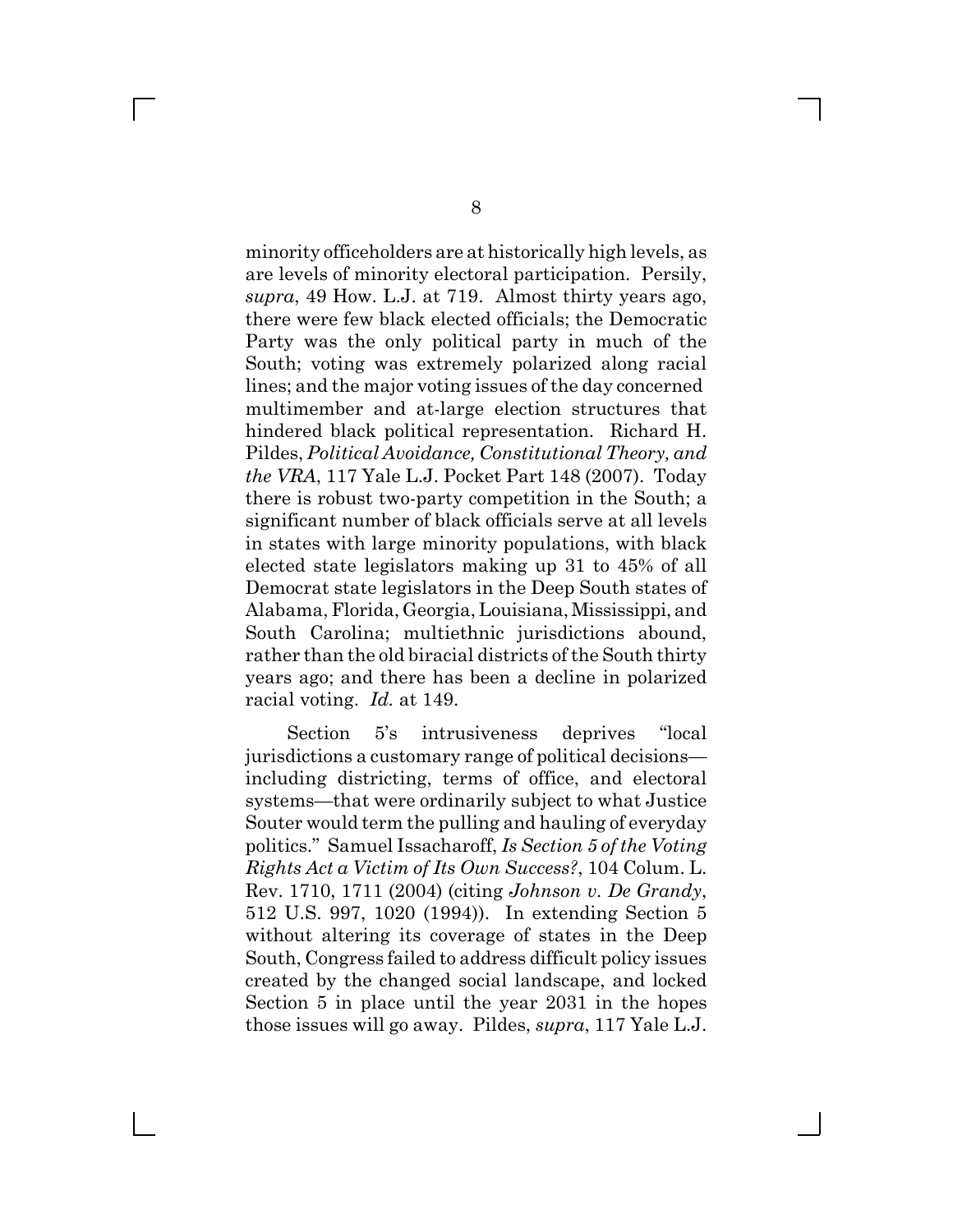minority officeholders are at historically high levels, as are levels of minority electoral participation. Persily, *supra*, 49 How. L.J. at 719. Almost thirty years ago, there were few black elected officials; the Democratic Party was the only political party in much of the South; voting was extremely polarized along racial lines; and the major voting issues of the day concerned multimember and at-large election structures that hindered black political representation. Richard H. Pildes, *Political Avoidance, Constitutional Theory, and the VRA*, 117 Yale L.J. Pocket Part 148 (2007). Today there is robust two-party competition in the South; a significant number of black officials serve at all levels in states with large minority populations, with black elected state legislators making up 31 to 45% of all Democrat state legislators in the Deep South states of Alabama, Florida, Georgia, Louisiana, Mississippi, and South Carolina; multiethnic jurisdictions abound, rather than the old biracial districts of the South thirty years ago; and there has been a decline in polarized racial voting. *Id.* at 149.

Section 5's intrusiveness deprives "local jurisdictions a customary range of political decisions—including districting, terms of office, and electoral systems—that were ordinarily subject to what Justice Souter would term the pulling and hauling of everyday politics." Samuel Issacharoff, *Is Section 5 of the Voting Rights Act a Victim of Its Own Success?*, 104 Colum. L. Rev. 1710, 1711 (2004) (citing *Johnson v. De Grandy*, 512 U.S. 997, 1020 (1994)). In extending Section 5 without altering its coverage of states in the Deep South, Congress failed to address difficult policy issues created by the changed social landscape, and locked Section 5 in place until the year 2031 in the hopes those issues will go away. Pildes, *supra*, 117 Yale L.J.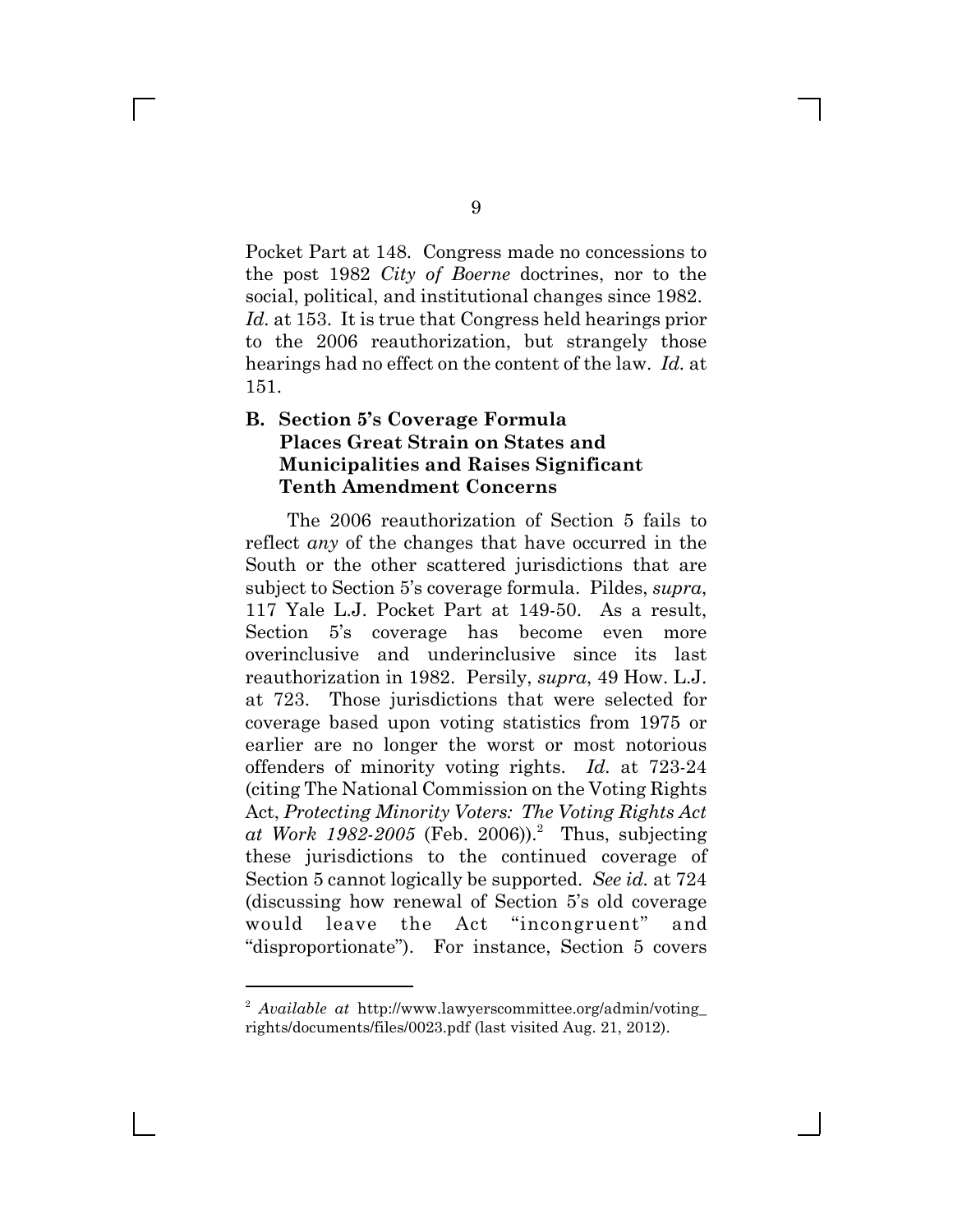Pocket Part at 148. Congress made no concessions to the post 1982 *City of Boerne* doctrines, nor to the social, political, and institutional changes since 1982. *Id.* at 153. It is true that Congress held hearings prior to the 2006 reauthorization, but strangely those hearings had no effect on the content of the law. *Id.* at 151.

### B. Section 5's Coverage Formula Places Great Strain on States and Municipalities and Raises Significant Tenth Amendment Concerns

The 2006 reauthorization of Section 5 fails to reflect *any* of the changes that have occurred in the South or the other scattered jurisdictions that are subject to Section 5's coverage formula. Pildes, *supra*, 117 Yale L.J. Pocket Part at 149-50. As a result, Section 5's coverage has become even more overinclusive and underinclusive since its last reauthorization in 1982. Persily, *supra*, 49 How. L.J. at 723. Those jurisdictions that were selected for coverage based upon voting statistics from 1975 or earlier are no longer the worst or most notorious offenders of minority voting rights. *Id.* at 723-24 (citing The National Commission on the Voting Rights Act, *Protecting Minority Voters: The Voting Rights Act at Work 1982-2005* (Feb. 2006)).[2] Thus, subjecting these jurisdictions to the continued coverage of Section 5 cannot logically be supported. *See id.* at 724 (discussing how renewal of Section 5's old coverage would leave the Act "incongruent" and "disproportionate"). For instance, Section 5 covers

---

[2] *Available at* http://www.lawyerscommittee.org/admin/voting_rights/documents/files/0023.pdf (last visited Aug. 21, 2012).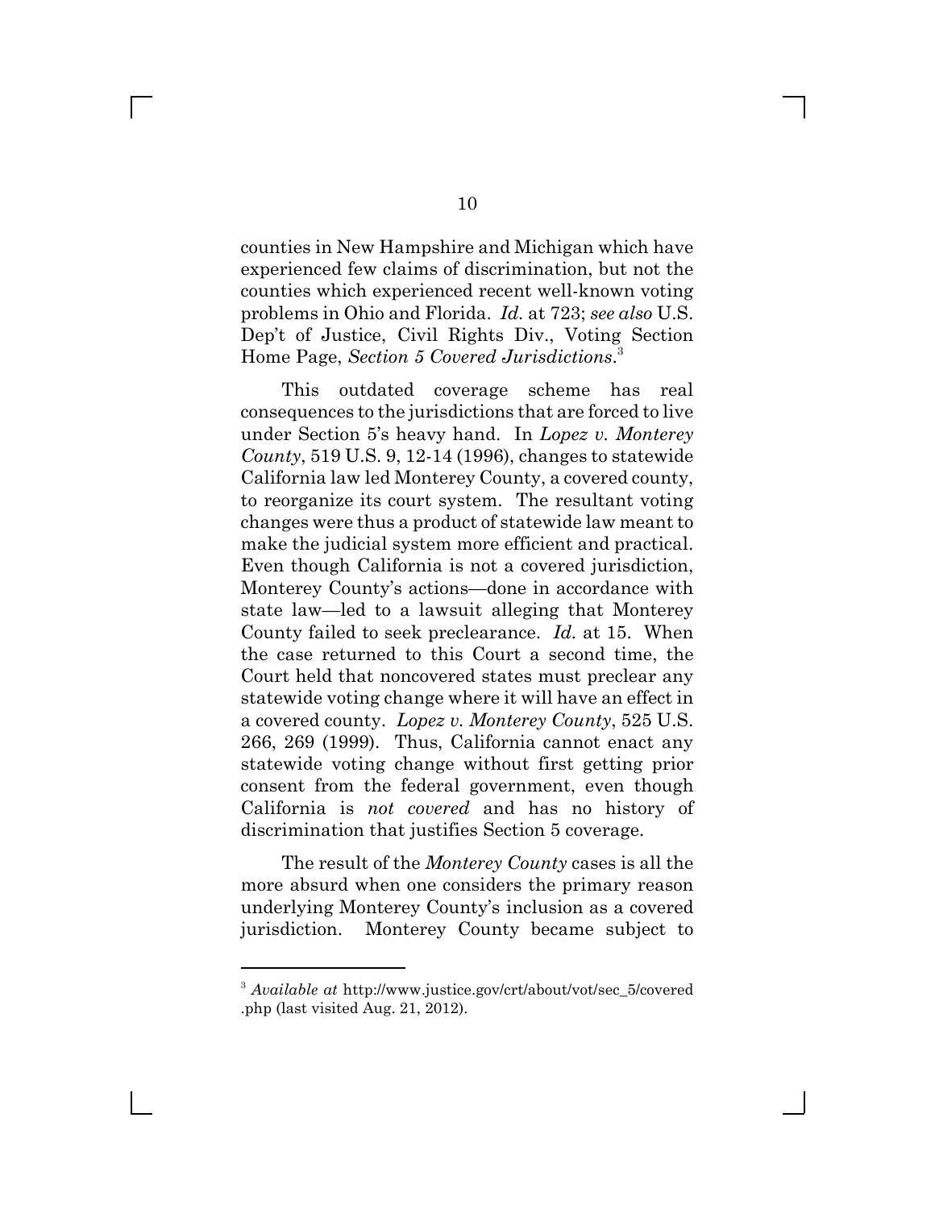counties in New Hampshire and Michigan which have experienced few claims of discrimination, but not the counties which experienced recent well-known voting problems in Ohio and Florida. *Id.* at 723; *see also* U.S. Dep't of Justice, Civil Rights Div., Voting Section Home Page, *Section 5 Covered Jurisdictions*.[3]

This outdated coverage scheme has real consequences to the jurisdictions that are forced to live under Section 5's heavy hand. In *Lopez v. Monterey County*, 519 U.S. 9, 12-14 (1996), changes to statewide California law led Monterey County, a covered county, to reorganize its court system. The resultant voting changes were thus a product of statewide law meant to make the judicial system more efficient and practical. Even though California is not a covered jurisdiction, Monterey County's actions—done in accordance with state law—led to a lawsuit alleging that Monterey County failed to seek preclearance. *Id.* at 15. When the case returned to this Court a second time, the Court held that noncovered states must preclear any statewide voting change where it will have an effect in a covered county. *Lopez v. Monterey County*, 525 U.S. 266, 269 (1999). Thus, California cannot enact any statewide voting change without first getting prior consent from the federal government, even though California is *not covered* and has no history of discrimination that justifies Section 5 coverage.

The result of the *Monterey County* cases is all the more absurd when one considers the primary reason underlying Monterey County's inclusion as a covered jurisdiction. Monterey County became subject to

---

[3] *Available at* http://www.justice.gov/crt/about/vot/sec_5/covered.php (last visited Aug. 21, 2012).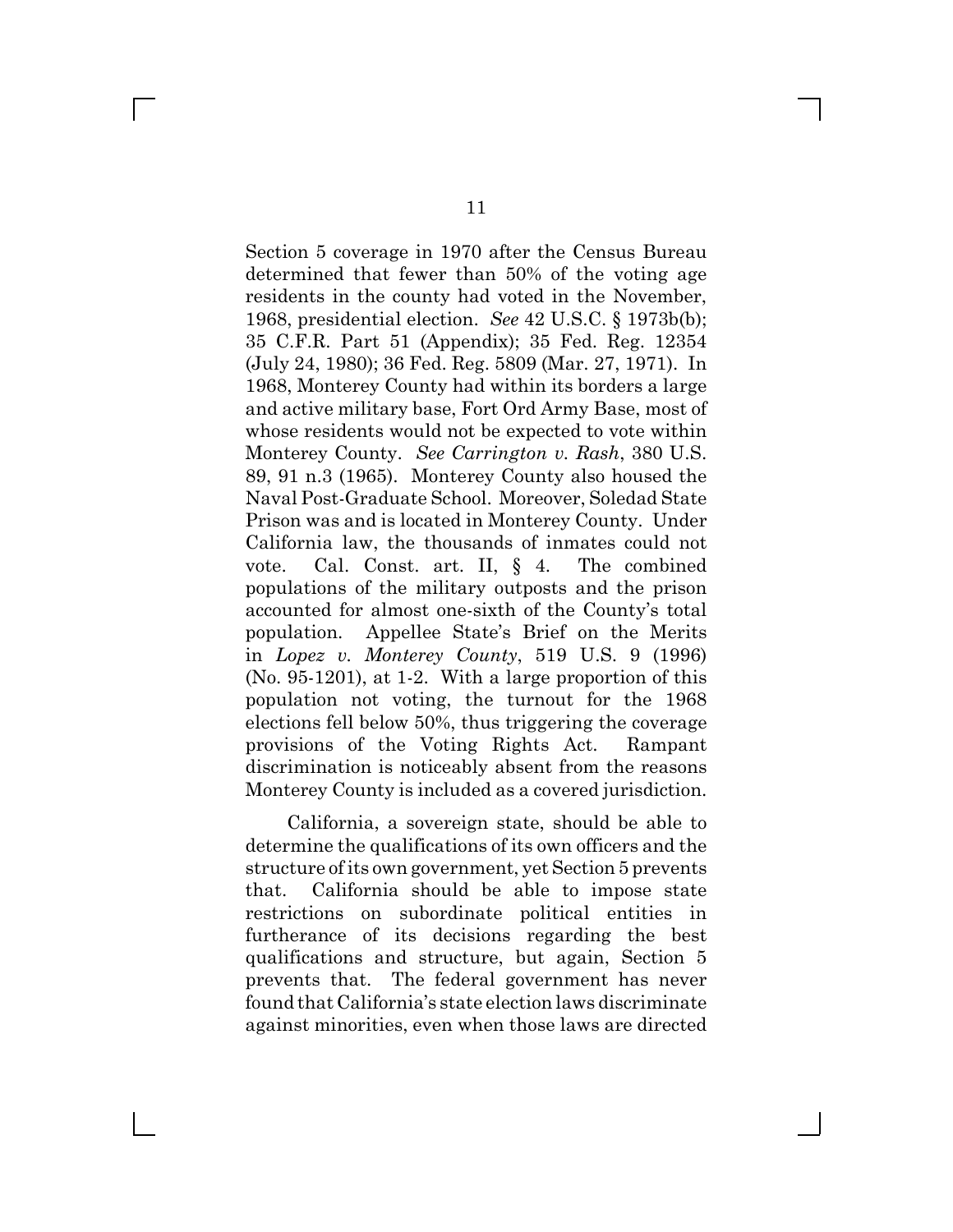Section 5 coverage in 1970 after the Census Bureau determined that fewer than 50% of the voting age residents in the county had voted in the November, 1968, presidential election. *See* 42 U.S.C. § 1973b(b); 35 C.F.R. Part 51 (Appendix); 35 Fed. Reg. 12354 (July 24, 1980); 36 Fed. Reg. 5809 (Mar. 27, 1971). In 1968, Monterey County had within its borders a large and active military base, Fort Ord Army Base, most of whose residents would not be expected to vote within Monterey County. *See Carrington v. Rash*, 380 U.S. 89, 91 n.3 (1965). Monterey County also housed the Naval Post-Graduate School. Moreover, Soledad State Prison was and is located in Monterey County. Under California law, the thousands of inmates could not vote. Cal. Const. art. II, § 4. The combined populations of the military outposts and the prison accounted for almost one-sixth of the County's total population. Appellee State's Brief on the Merits in *Lopez v. Monterey County*, 519 U.S. 9 (1996) (No. 95-1201), at 1-2. With a large proportion of this population not voting, the turnout for the 1968 elections fell below 50%, thus triggering the coverage provisions of the Voting Rights Act. Rampant discrimination is noticeably absent from the reasons Monterey County is included as a covered jurisdiction.

California, a sovereign state, should be able to determine the qualifications of its own officers and the structure of its own government, yet Section 5 prevents that. California should be able to impose state restrictions on subordinate political entities in furtherance of its decisions regarding the best qualifications and structure, but again, Section 5 prevents that. The federal government has never found that California's state election laws discriminate against minorities, even when those laws are directed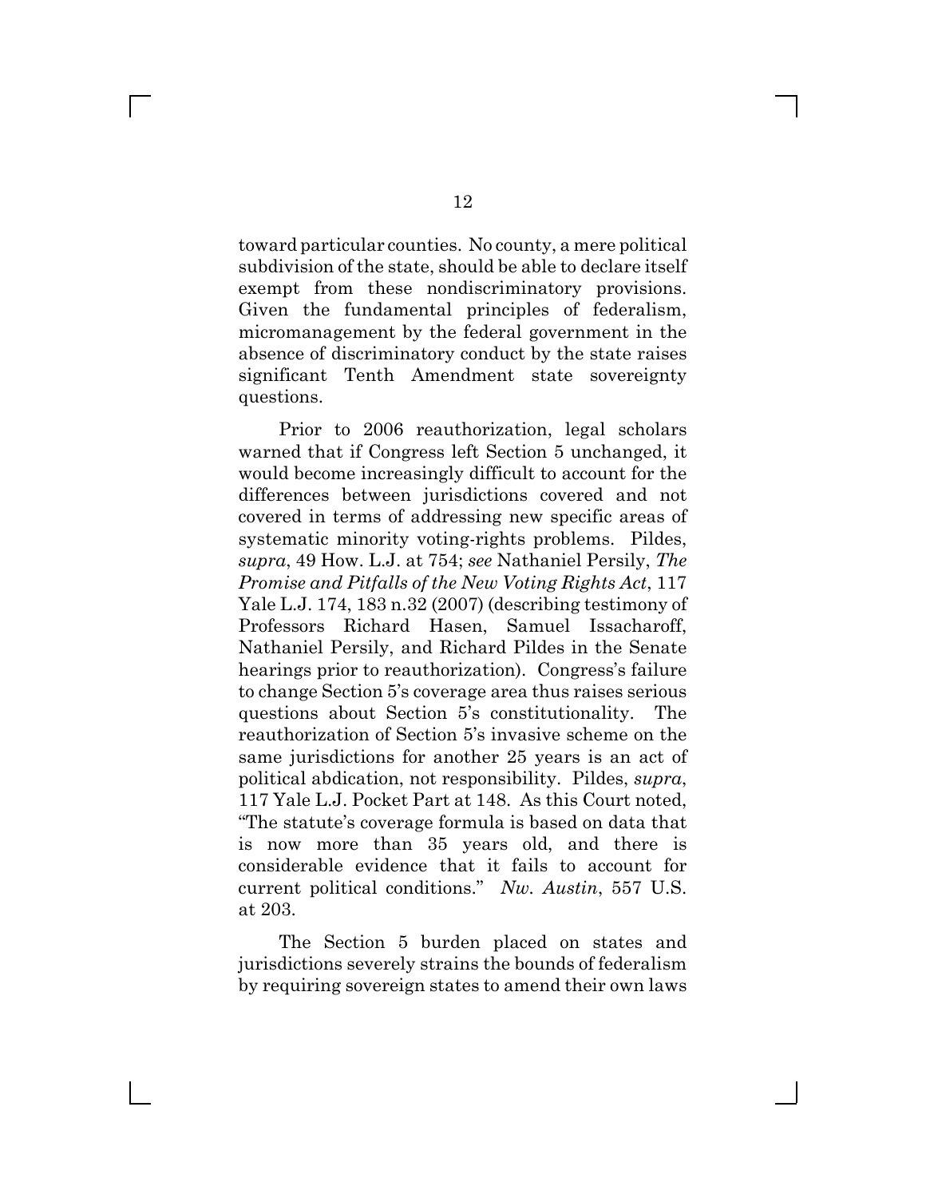toward particular counties. No county, a mere political subdivision of the state, should be able to declare itself exempt from these nondiscriminatory provisions. Given the fundamental principles of federalism, micromanagement by the federal government in the absence of discriminatory conduct by the state raises significant Tenth Amendment state sovereignty questions.

Prior to 2006 reauthorization, legal scholars warned that if Congress left Section 5 unchanged, it would become increasingly difficult to account for the differences between jurisdictions covered and not covered in terms of addressing new specific areas of systematic minority voting-rights problems. Pildes, *supra*, 49 How. L.J. at 754; *see* Nathaniel Persily, *The Promise and Pitfalls of the New Voting Rights Act*, 117 Yale L.J. 174, 183 n.32 (2007) (describing testimony of Professors Richard Hasen, Samuel Issacharoff, Nathaniel Persily, and Richard Pildes in the Senate hearings prior to reauthorization). Congress's failure to change Section 5's coverage area thus raises serious questions about Section 5's constitutionality. The reauthorization of Section 5's invasive scheme on the same jurisdictions for another 25 years is an act of political abdication, not responsibility. Pildes, *supra*, 117 Yale L.J. Pocket Part at 148. As this Court noted, "The statute's coverage formula is based on data that is now more than 35 years old, and there is considerable evidence that it fails to account for current political conditions." *Nw. Austin*, 557 U.S. at 203.

The Section 5 burden placed on states and jurisdictions severely strains the bounds of federalism by requiring sovereign states to amend their own laws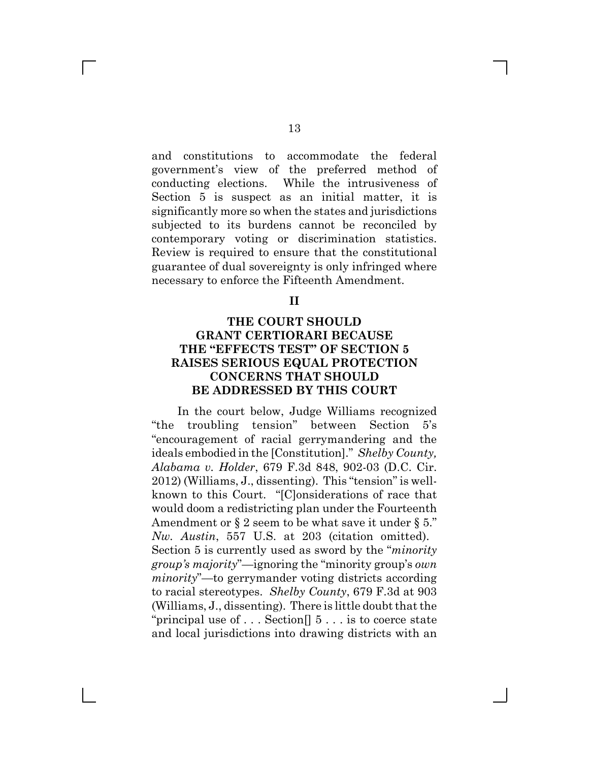and constitutions to accommodate the federal government's view of the preferred method of conducting elections. While the intrusiveness of Section 5 is suspect as an initial matter, it is significantly more so when the states and jurisdictions subjected to its burdens cannot be reconciled by contemporary voting or discrimination statistics. Review is required to ensure that the constitutional guarantee of dual sovereignty is only infringed where necessary to enforce the Fifteenth Amendment.

## II

## THE COURT SHOULD GRANT CERTIORARI BECAUSE THE "EFFECTS TEST" OF SECTION 5 RAISES SERIOUS EQUAL PROTECTION CONCERNS THAT SHOULD BE ADDRESSED BY THIS COURT

In the court below, Judge Williams recognized "the troubling tension" between Section 5's "encouragement of racial gerrymandering and the ideals embodied in the [Constitution]." *Shelby County, Alabama v. Holder*, 679 F.3d 848, 902-03 (D.C. Cir. 2012) (Williams, J., dissenting). This "tension" is well-known to this Court. "[C]onsiderations of race that would doom a redistricting plan under the Fourteenth Amendment or § 2 seem to be what save it under § 5." *Nw. Austin*, 557 U.S. at 203 (citation omitted). Section 5 is currently used as sword by the "*minority group's majority*"—ignoring the "minority group's *own minority*"—to gerrymander voting districts according to racial stereotypes. *Shelby County*, 679 F.3d at 903 (Williams, J., dissenting). There is little doubt that the "principal use of . . . Section[] 5 . . . is to coerce state and local jurisdictions into drawing districts with an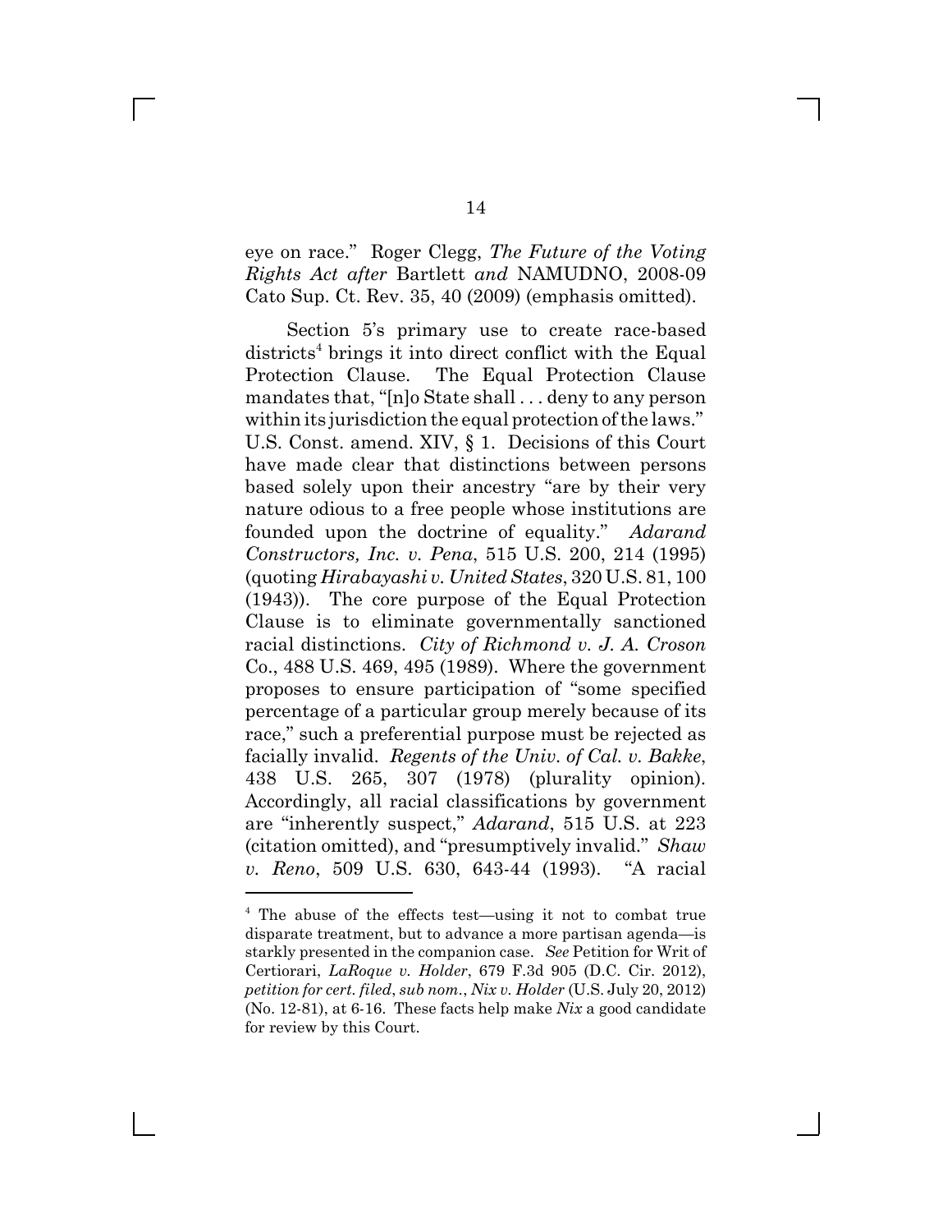eye on race." Roger Clegg, *The Future of the Voting Rights Act after* Bartlett *and* NAMUDNO, 2008-09 Cato Sup. Ct. Rev. 35, 40 (2009) (emphasis omitted).

Section 5's primary use to create race-based districts[4] brings it into direct conflict with the Equal Protection Clause. The Equal Protection Clause mandates that, "[n]o State shall . . . deny to any person within its jurisdiction the equal protection of the laws." U.S. Const. amend. XIV, § 1. Decisions of this Court have made clear that distinctions between persons based solely upon their ancestry "are by their very nature odious to a free people whose institutions are founded upon the doctrine of equality." *Adarand Constructors, Inc. v. Pena*, 515 U.S. 200, 214 (1995) (quoting *Hirabayashi v. United States*, 320 U.S. 81, 100 (1943)). The core purpose of the Equal Protection Clause is to eliminate governmentally sanctioned racial distinctions. *City of Richmond v. J. A. Croson* Co., 488 U.S. 469, 495 (1989). Where the government proposes to ensure participation of "some specified percentage of a particular group merely because of its race," such a preferential purpose must be rejected as facially invalid. *Regents of the Univ. of Cal. v. Bakke*, 438 U.S. 265, 307 (1978) (plurality opinion). Accordingly, all racial classifications by government are "inherently suspect," *Adarand*, 515 U.S. at 223 (citation omitted), and "presumptively invalid." *Shaw v. Reno*, 509 U.S. 630, 643-44 (1993). "A racial

---

[4] The abuse of the effects test—using it not to combat true disparate treatment, but to advance a more partisan agenda—is starkly presented in the companion case. *See* Petition for Writ of Certiorari, *LaRoque v. Holder*, 679 F.3d 905 (D.C. Cir. 2012), *petition for cert. filed*, *sub nom*., *Nix v. Holder* (U.S. July 20, 2012) (No. 12-81), at 6-16. These facts help make *Nix* a good candidate for review by this Court.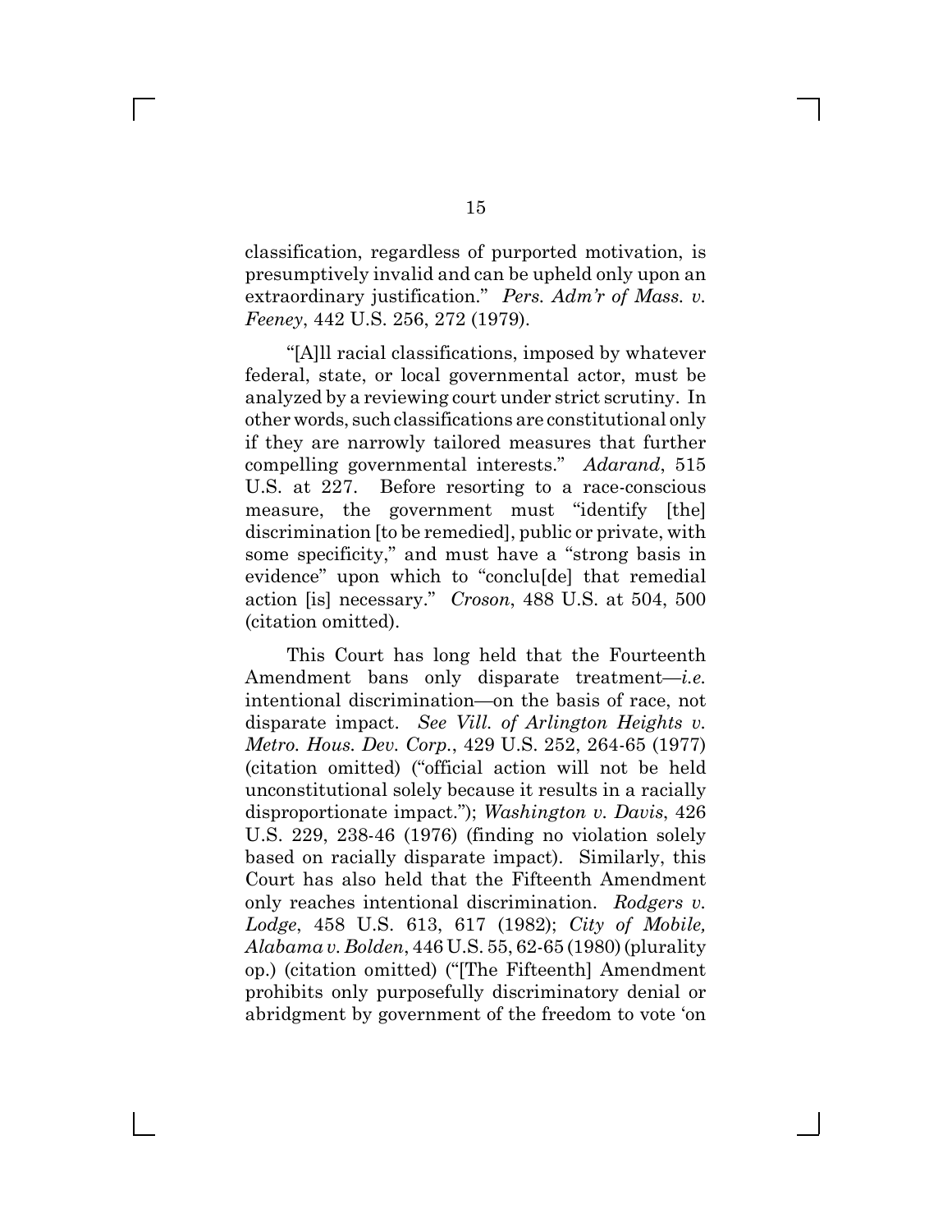classification, regardless of purported motivation, is presumptively invalid and can be upheld only upon an extraordinary justification." *Pers. Adm'r of Mass. v. Feeney*, 442 U.S. 256, 272 (1979).

"[A]ll racial classifications, imposed by whatever federal, state, or local governmental actor, must be analyzed by a reviewing court under strict scrutiny. In other words, such classifications are constitutional only if they are narrowly tailored measures that further compelling governmental interests." *Adarand*, 515 U.S. at 227. Before resorting to a race-conscious measure, the government must "identify [the] discrimination [to be remedied], public or private, with some specificity," and must have a "strong basis in evidence" upon which to "conclu[de] that remedial action [is] necessary." *Croson*, 488 U.S. at 504, 500 (citation omitted).

This Court has long held that the Fourteenth Amendment bans only disparate treatment—*i.e.* intentional discrimination—on the basis of race, not disparate impact. *See Vill. of Arlington Heights v. Metro. Hous. Dev. Corp.*, 429 U.S. 252, 264-65 (1977) (citation omitted) ("official action will not be held unconstitutional solely because it results in a racially disproportionate impact."); *Washington v. Davis*, 426 U.S. 229, 238-46 (1976) (finding no violation solely based on racially disparate impact). Similarly, this Court has also held that the Fifteenth Amendment only reaches intentional discrimination. *Rodgers v. Lodge*, 458 U.S. 613, 617 (1982); *City of Mobile, Alabama v. Bolden*, 446 U.S. 55, 62-65 (1980) (plurality op.) (citation omitted) ("[The Fifteenth] Amendment prohibits only purposefully discriminatory denial or abridgment by government of the freedom to vote 'on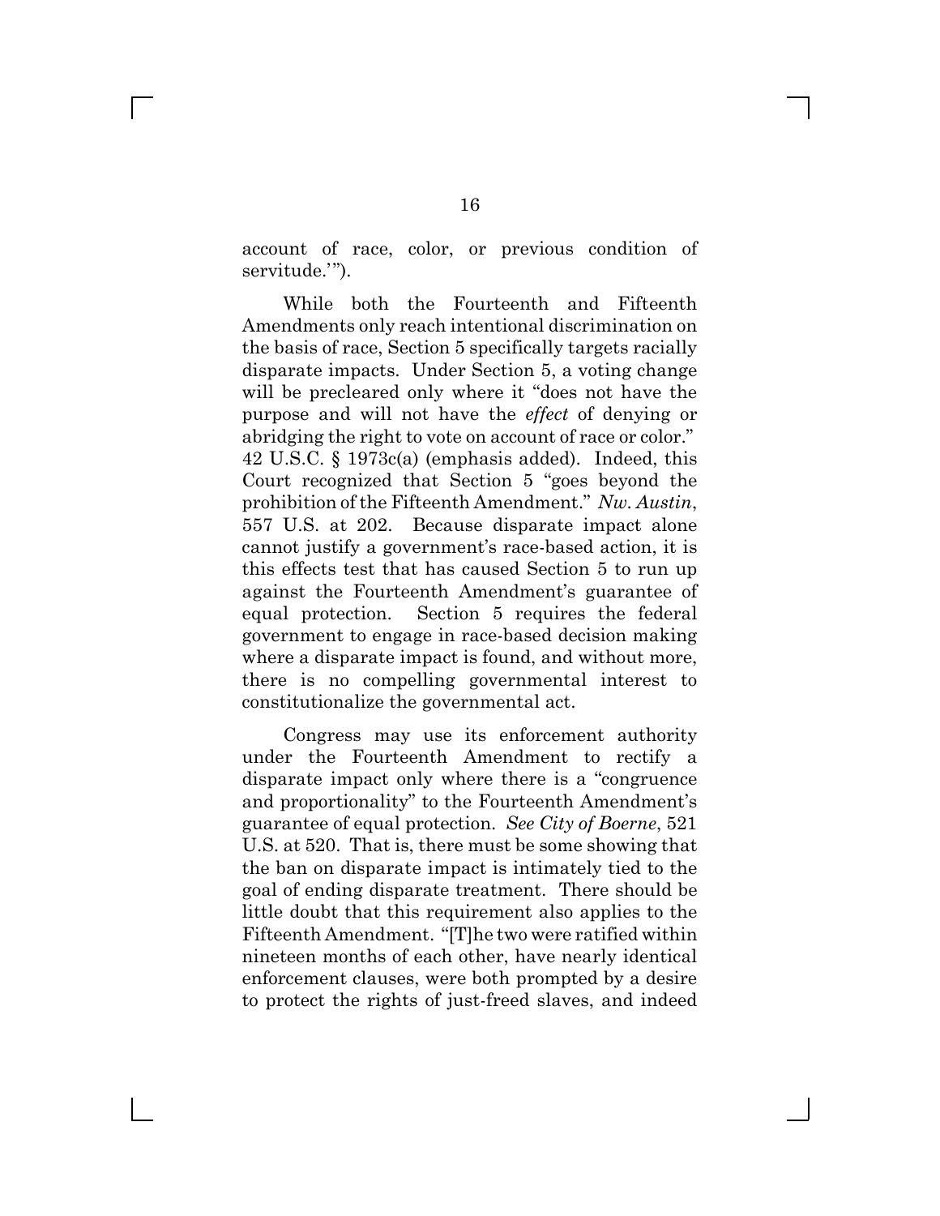account of race, color, or previous condition of servitude.'").

While both the Fourteenth and Fifteenth Amendments only reach intentional discrimination on the basis of race, Section 5 specifically targets racially disparate impacts. Under Section 5, a voting change will be precleared only where it "does not have the purpose and will not have the *effect* of denying or abridging the right to vote on account of race or color." 42 U.S.C. § 1973c(a) (emphasis added). Indeed, this Court recognized that Section 5 "goes beyond the prohibition of the Fifteenth Amendment." *Nw. Austin*, 557 U.S. at 202. Because disparate impact alone cannot justify a government's race-based action, it is this effects test that has caused Section 5 to run up against the Fourteenth Amendment's guarantee of equal protection. Section 5 requires the federal government to engage in race-based decision making where a disparate impact is found, and without more, there is no compelling governmental interest to constitutionalize the governmental act.

Congress may use its enforcement authority under the Fourteenth Amendment to rectify a disparate impact only where there is a "congruence and proportionality" to the Fourteenth Amendment's guarantee of equal protection. *See City of Boerne*, 521 U.S. at 520. That is, there must be some showing that the ban on disparate impact is intimately tied to the goal of ending disparate treatment. There should be little doubt that this requirement also applies to the Fifteenth Amendment. "[T]he two were ratified within nineteen months of each other, have nearly identical enforcement clauses, were both prompted by a desire to protect the rights of just-freed slaves, and indeed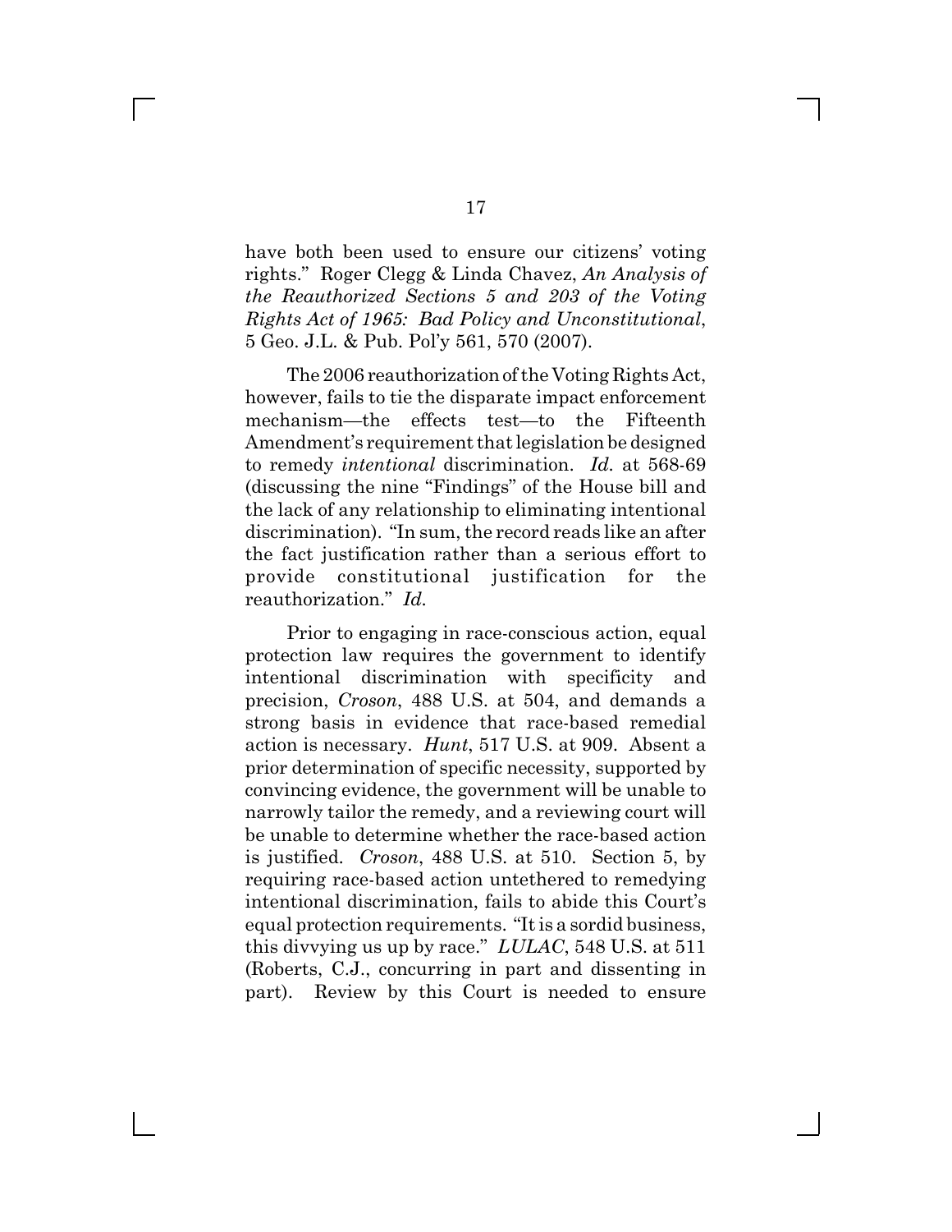have both been used to ensure our citizens' voting rights." Roger Clegg & Linda Chavez, *An Analysis of the Reauthorized Sections 5 and 203 of the Voting Rights Act of 1965: Bad Policy and Unconstitutional*, 5 Geo. J.L. & Pub. Pol'y 561, 570 (2007).

The 2006 reauthorization of the Voting Rights Act, however, fails to tie the disparate impact enforcement mechanism—the effects test—to the Fifteenth Amendment's requirement that legislation be designed to remedy *intentional* discrimination. *Id.* at 568-69 (discussing the nine "Findings" of the House bill and the lack of any relationship to eliminating intentional discrimination). "In sum, the record reads like an after the fact justification rather than a serious effort to provide constitutional justification for the reauthorization." *Id.*

Prior to engaging in race-conscious action, equal protection law requires the government to identify intentional discrimination with specificity and precision, *Croson*, 488 U.S. at 504, and demands a strong basis in evidence that race-based remedial action is necessary. *Hunt*, 517 U.S. at 909. Absent a prior determination of specific necessity, supported by convincing evidence, the government will be unable to narrowly tailor the remedy, and a reviewing court will be unable to determine whether the race-based action is justified. *Croson*, 488 U.S. at 510. Section 5, by requiring race-based action untethered to remedying intentional discrimination, fails to abide this Court's equal protection requirements. "It is a sordid business, this divvying us up by race." *LULAC*, 548 U.S. at 511 (Roberts, C.J., concurring in part and dissenting in part). Review by this Court is needed to ensure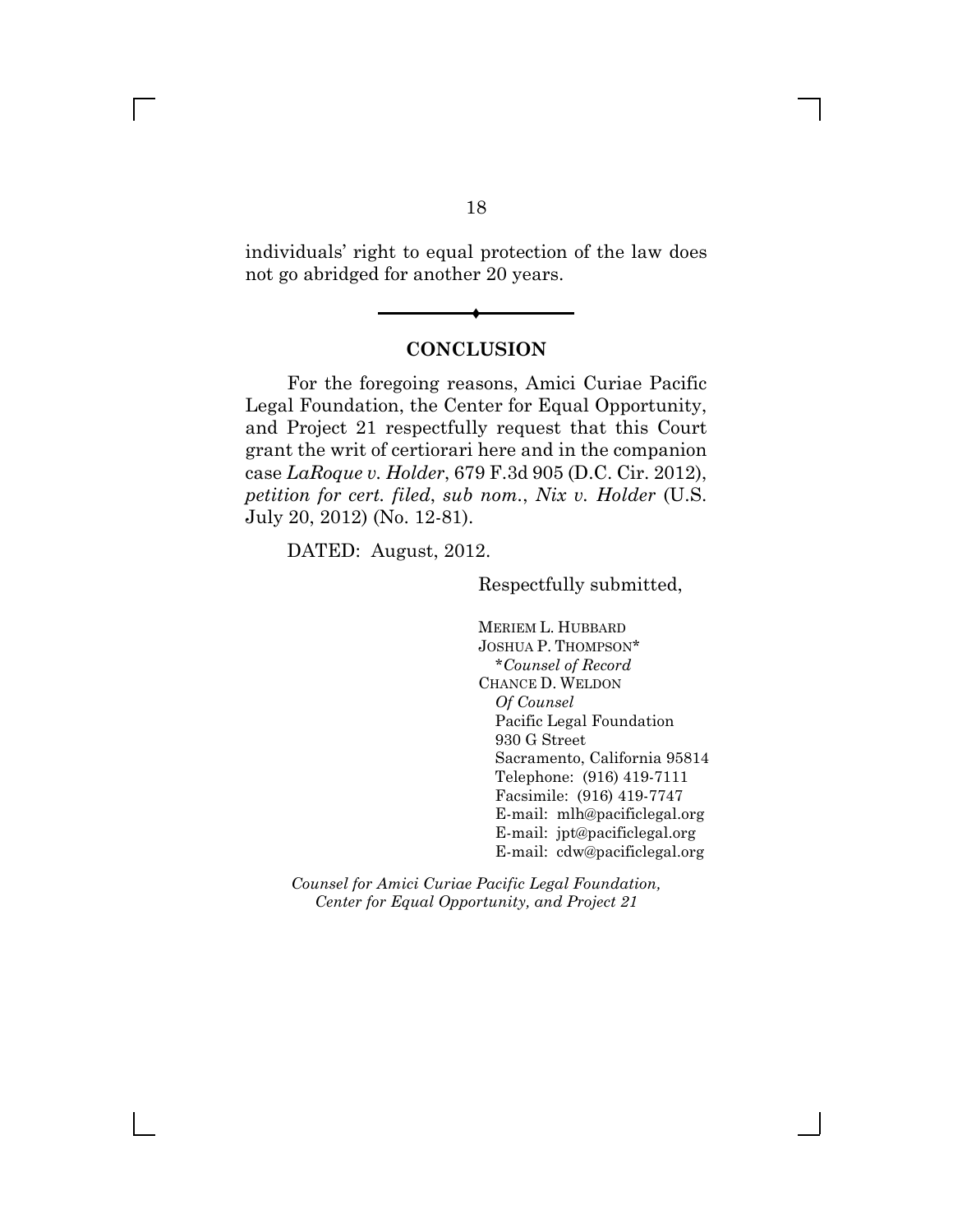individuals' right to equal protection of the law does not go abridged for another 20 years.

## CONCLUSION

For the foregoing reasons, Amici Curiae Pacific Legal Foundation, the Center for Equal Opportunity, and Project 21 respectfully request that this Court grant the writ of certiorari here and in the companion case *LaRoque v. Holder*, 679 F.3d 905 (D.C. Cir. 2012), *petition for cert. filed*, *sub nom.*, *Nix v. Holder* (U.S. July 20, 2012) (No. 12-81).

DATED: August, 2012.

Respectfully submitted,

MERIEM L. HUBBARD
JOSHUA P. THOMPSON*
*\*Counsel of Record*
CHANCE D. WELDON
*Of Counsel*
Pacific Legal Foundation
930 G Street
Sacramento, California 95814
Telephone: (916) 419-7111
Facsimile: (916) 419-7747
E-mail: mlh@pacificlegal.org
E-mail: jpt@pacificlegal.org
E-mail: cdw@pacificlegal.org

*Counsel for Amici Curiae Pacific Legal Foundation, Center for Equal Opportunity, and Project 21*